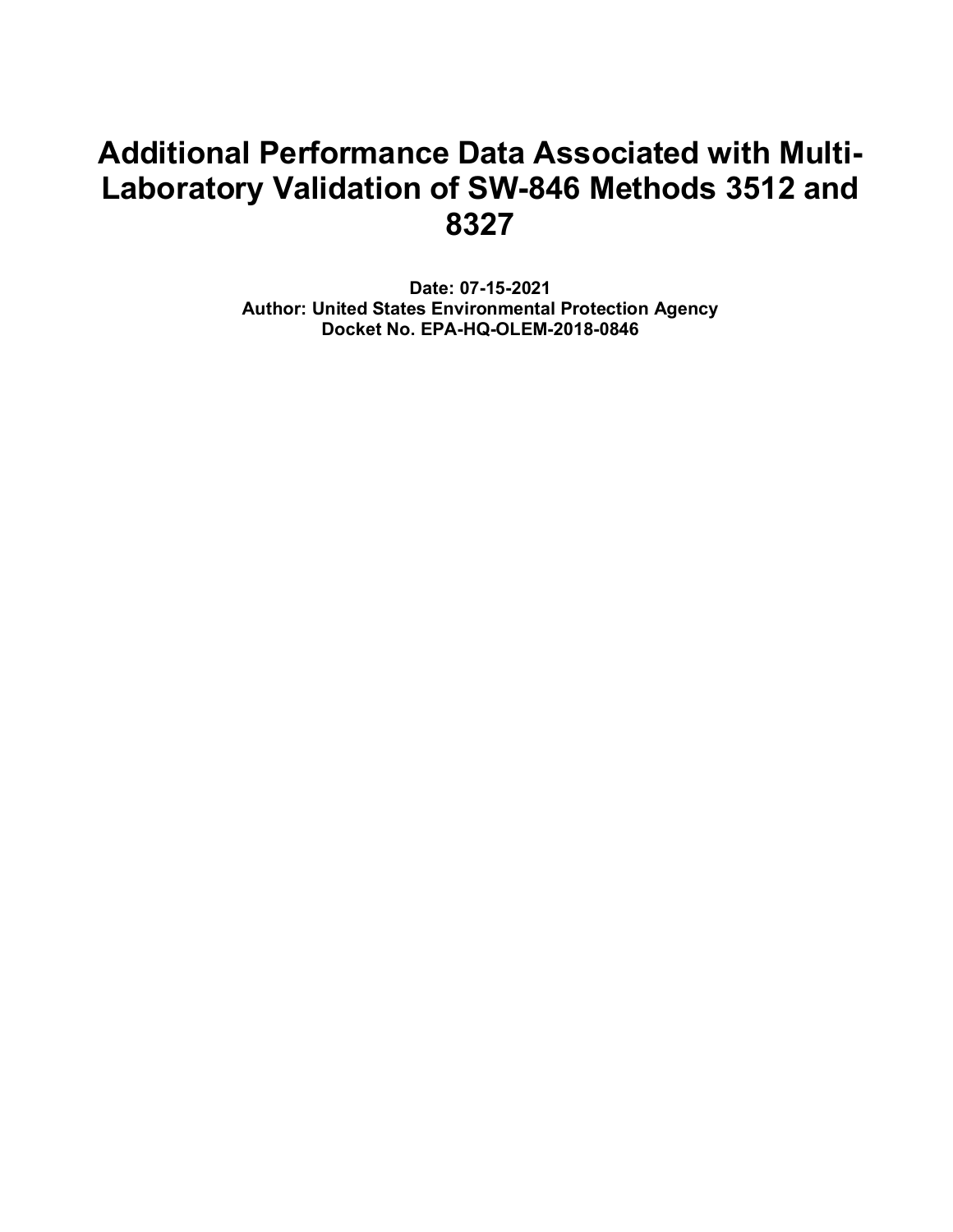# Additional Performance Data Associated with Multi-Laboratory Validation of SW-846 Methods 3512 and 8327

**Date: 07-15-2021**
**Author: United States Environmental Protection Agency**
**Docket No. EPA-HQ-OLEM-2018-0846**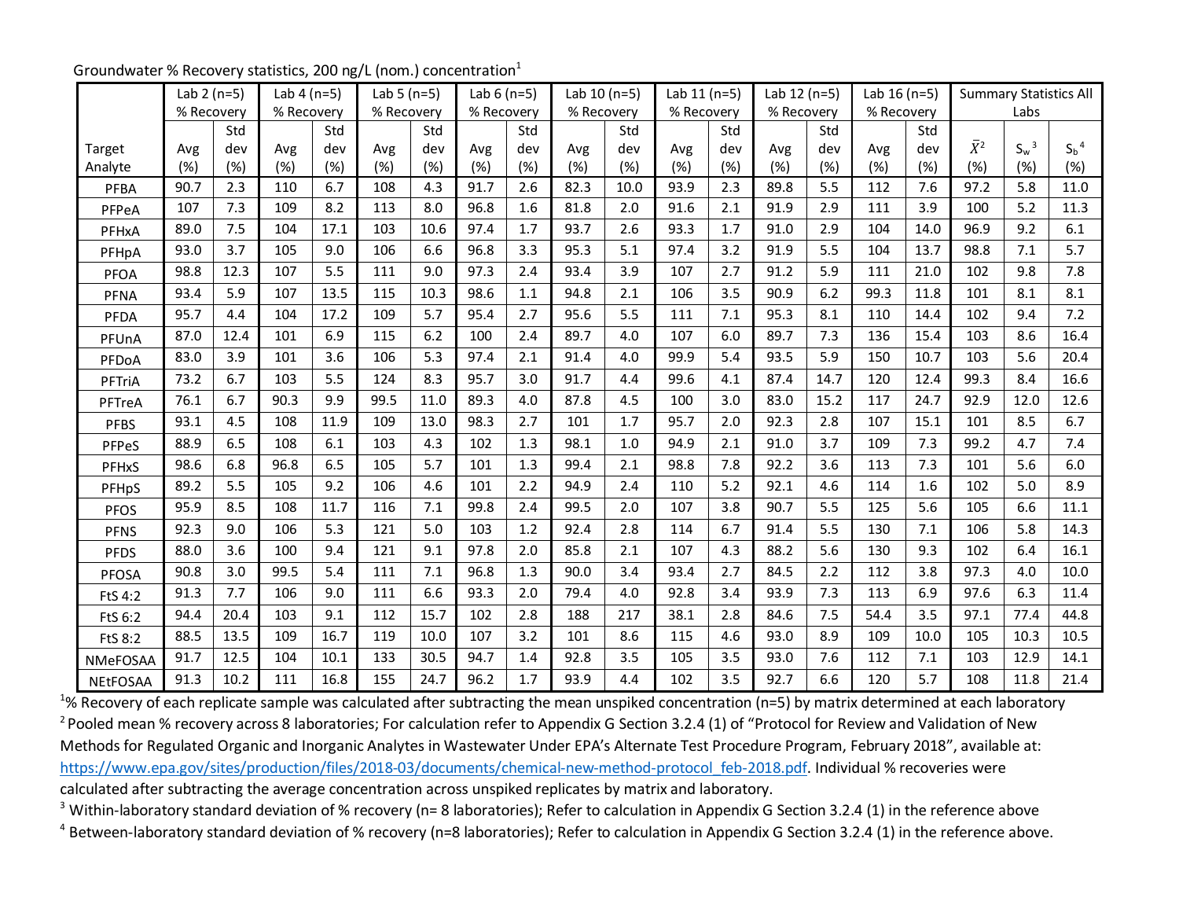Groundwater % Recovery statistics, 200 ng/L (nom.) concentration[1]

| Target Analyte | Lab 2 (n=5) % Recovery | | Lab 4 (n=5) % Recovery | | Lab 5 (n=5) % Recovery | | Lab 6 (n=5) % Recovery | | Lab 10 (n=5) % Recovery | | Lab 11 (n=5) % Recovery | | Lab 12 (n=5) % Recovery | | Lab 16 (n=5) % Recovery | | Summary Statistics All Labs | | |
|---|---|---|---|---|---|---|---|---|---|---|---|---|---|---|---|---|---|---|---|
| | Avg (%) | Std dev (%) | Avg (%) | Std dev (%) | Avg (%) | Std dev (%) | Avg (%) | Std dev (%) | Avg (%) | Std dev (%) | Avg (%) | Std dev (%) | Avg (%) | Std dev (%) | Avg (%) | Std dev (%) | $\bar{X}$[2] (%) | $S_w$[3] (%) | $S_b$[4] (%) |
| PFBA | 90.7 | 2.3 | 110 | 6.7 | 108 | 4.3 | 91.7 | 2.6 | 82.3 | 10.0 | 93.9 | 2.3 | 89.8 | 5.5 | 112 | 7.6 | 97.2 | 5.8 | 11.0 |
| PFPeA | 107 | 7.3 | 109 | 8.2 | 113 | 8.0 | 96.8 | 1.6 | 81.8 | 2.0 | 91.6 | 2.1 | 91.9 | 2.9 | 111 | 3.9 | 100 | 5.2 | 11.3 |
| PFHxA | 89.0 | 7.5 | 104 | 17.1 | 103 | 10.6 | 97.4 | 1.7 | 93.7 | 2.6 | 93.3 | 1.7 | 91.0 | 2.9 | 104 | 14.0 | 96.9 | 9.2 | 6.1 |
| PFHpA | 93.0 | 3.7 | 105 | 9.0 | 106 | 6.6 | 96.8 | 3.3 | 95.3 | 5.1 | 97.4 | 3.2 | 91.9 | 5.5 | 104 | 13.7 | 98.8 | 7.1 | 5.7 |
| PFOA | 98.8 | 12.3 | 107 | 5.5 | 111 | 9.0 | 97.3 | 2.4 | 93.4 | 3.9 | 107 | 2.7 | 91.2 | 5.9 | 111 | 21.0 | 102 | 9.8 | 7.8 |
| PFNA | 93.4 | 5.9 | 107 | 13.5 | 115 | 10.3 | 98.6 | 1.1 | 94.8 | 2.1 | 106 | 3.5 | 90.9 | 6.2 | 99.3 | 11.8 | 101 | 8.1 | 8.1 |
| PFDA | 95.7 | 4.4 | 104 | 17.2 | 109 | 5.7 | 95.4 | 2.7 | 95.6 | 5.5 | 111 | 7.1 | 95.3 | 8.1 | 110 | 14.4 | 102 | 9.4 | 7.2 |
| PFUnA | 87.0 | 12.4 | 101 | 6.9 | 115 | 6.2 | 100 | 2.4 | 89.7 | 4.0 | 107 | 6.0 | 89.7 | 7.3 | 136 | 15.4 | 103 | 8.6 | 16.4 |
| PFDoA | 83.0 | 3.9 | 101 | 3.6 | 106 | 5.3 | 97.4 | 2.1 | 91.4 | 4.0 | 99.9 | 5.4 | 93.5 | 5.9 | 150 | 10.7 | 103 | 5.6 | 20.4 |
| PFTriA | 73.2 | 6.7 | 103 | 5.5 | 124 | 8.3 | 95.7 | 3.0 | 91.7 | 4.4 | 99.6 | 4.1 | 87.4 | 14.7 | 120 | 12.4 | 99.3 | 8.4 | 16.6 |
| PFTreA | 76.1 | 6.7 | 90.3 | 9.9 | 99.5 | 11.0 | 89.3 | 4.0 | 87.8 | 4.5 | 100 | 3.0 | 83.0 | 15.2 | 117 | 24.7 | 92.9 | 12.0 | 12.6 |
| PFBS | 93.1 | 4.5 | 108 | 11.9 | 109 | 13.0 | 98.3 | 2.7 | 101 | 1.7 | 95.7 | 2.0 | 92.3 | 2.8 | 107 | 15.1 | 101 | 8.5 | 6.7 |
| PFPeS | 88.9 | 6.5 | 108 | 6.1 | 103 | 4.3 | 102 | 1.3 | 98.1 | 1.0 | 94.9 | 2.1 | 91.0 | 3.7 | 109 | 7.3 | 99.2 | 4.7 | 7.4 |
| PFHxS | 98.6 | 6.8 | 96.8 | 6.5 | 105 | 5.7 | 101 | 1.3 | 99.4 | 2.1 | 98.8 | 7.8 | 92.2 | 3.6 | 113 | 7.3 | 101 | 5.6 | 6.0 |
| PFHpS | 89.2 | 5.5 | 105 | 9.2 | 106 | 4.6 | 101 | 2.2 | 94.9 | 2.4 | 110 | 5.2 | 92.1 | 4.6 | 114 | 1.6 | 102 | 5.0 | 8.9 |
| PFOS | 95.9 | 8.5 | 108 | 11.7 | 116 | 7.1 | 99.8 | 2.4 | 99.5 | 2.0 | 107 | 3.8 | 90.7 | 5.5 | 125 | 5.6 | 105 | 6.6 | 11.1 |
| PFNS | 92.3 | 9.0 | 106 | 5.3 | 121 | 5.0 | 103 | 1.2 | 92.4 | 2.8 | 114 | 6.7 | 91.4 | 5.5 | 130 | 7.1 | 106 | 5.8 | 14.3 |
| PFDS | 88.0 | 3.6 | 100 | 9.4 | 121 | 9.1 | 97.8 | 2.0 | 85.8 | 2.1 | 107 | 4.3 | 88.2 | 5.6 | 130 | 9.3 | 102 | 6.4 | 16.1 |
| PFOSA | 90.8 | 3.0 | 99.5 | 5.4 | 111 | 7.1 | 96.8 | 1.3 | 90.0 | 3.4 | 93.4 | 2.7 | 84.5 | 2.2 | 112 | 3.8 | 97.3 | 4.0 | 10.0 |
| FtS 4:2 | 91.3 | 7.7 | 106 | 9.0 | 111 | 6.6 | 93.3 | 2.0 | 79.4 | 4.0 | 92.8 | 3.4 | 93.9 | 7.3 | 113 | 6.9 | 97.6 | 6.3 | 11.4 |
| FtS 6:2 | 94.4 | 20.4 | 103 | 9.1 | 112 | 15.7 | 102 | 2.8 | 188 | 217 | 38.1 | 2.8 | 84.6 | 7.5 | 54.4 | 3.5 | 97.1 | 77.4 | 44.8 |
| FtS 8:2 | 88.5 | 13.5 | 109 | 16.7 | 119 | 10.0 | 107 | 3.2 | 101 | 8.6 | 115 | 4.6 | 93.0 | 8.9 | 109 | 10.0 | 105 | 10.3 | 10.5 |
| NMeFOSAA | 91.7 | 12.5 | 104 | 10.1 | 133 | 30.5 | 94.7 | 1.4 | 92.8 | 3.5 | 105 | 3.5 | 93.0 | 7.6 | 112 | 7.1 | 103 | 12.9 | 14.1 |
| NEtFOSAA | 91.3 | 10.2 | 111 | 16.8 | 155 | 24.7 | 96.2 | 1.7 | 93.9 | 4.4 | 102 | 3.5 | 92.7 | 6.6 | 120 | 5.7 | 108 | 11.8 | 21.4 |

[1]% Recovery of each replicate sample was calculated after subtracting the mean unspiked concentration (n=5) by matrix determined at each laboratory

[2] Pooled mean % recovery across 8 laboratories; For calculation refer to Appendix G Section 3.2.4 (1) of "Protocol for Review and Validation of New Methods for Regulated Organic and Inorganic Analytes in Wastewater Under EPA's Alternate Test Procedure Program, February 2018", available at: https://www.epa.gov/sites/production/files/2018-03/documents/chemical-new-method-protocol_feb-2018.pdf. Individual % recoveries were calculated after subtracting the average concentration across unspiked replicates by matrix and laboratory.

[3] Within-laboratory standard deviation of % recovery (n= 8 laboratories); Refer to calculation in Appendix G Section 3.2.4 (1) in the reference above

[4] Between-laboratory standard deviation of % recovery (n=8 laboratories); Refer to calculation in Appendix G Section 3.2.4 (1) in the reference above.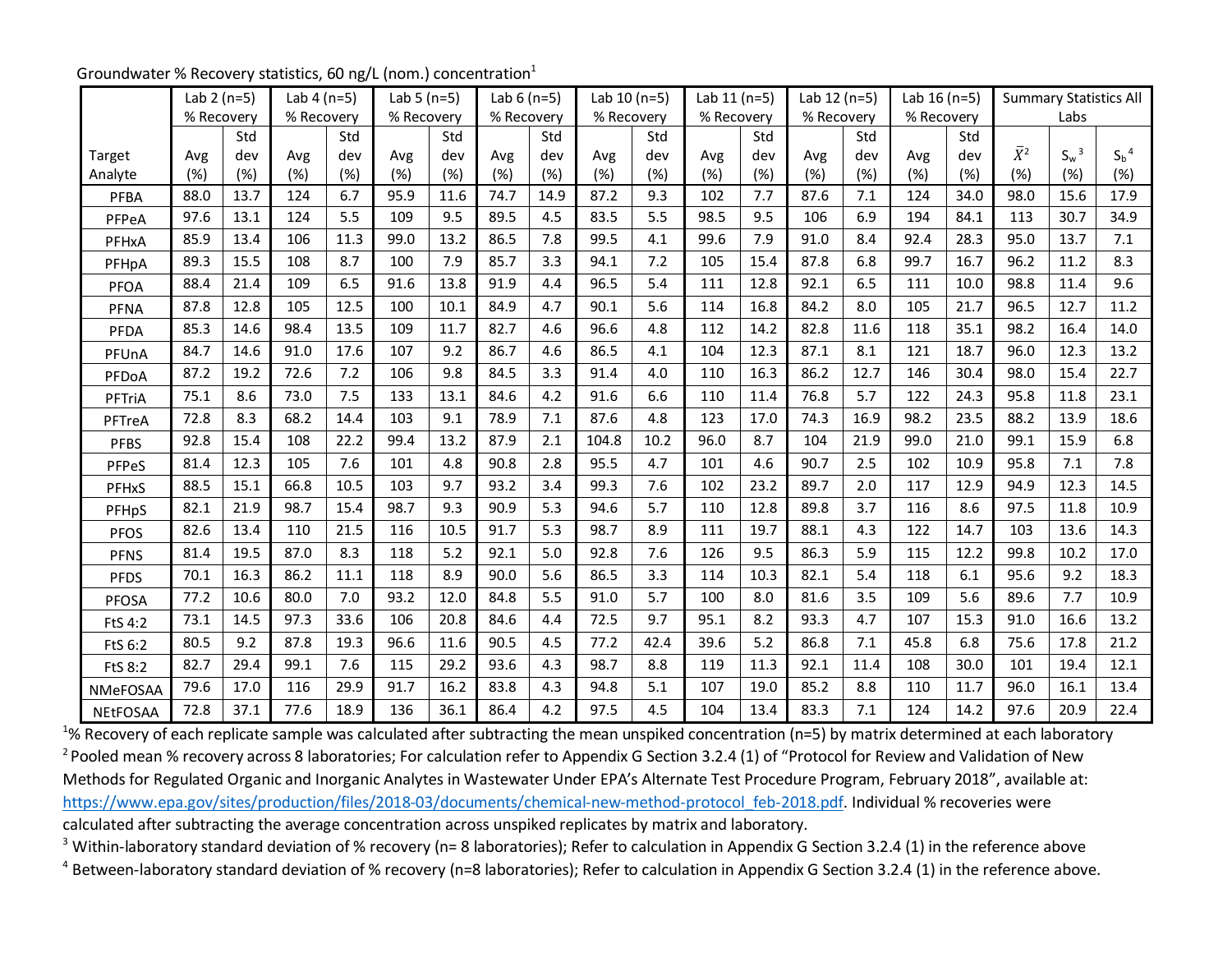Groundwater % Recovery statistics, 60 ng/L (nom.) concentration[1]

| Target Analyte | Lab 2 (n=5) % Recovery | | Lab 4 (n=5) % Recovery | | Lab 5 (n=5) % Recovery | | Lab 6 (n=5) % Recovery | | Lab 10 (n=5) % Recovery | | Lab 11 (n=5) % Recovery | | Lab 12 (n=5) % Recovery | | Lab 16 (n=5) % Recovery | | Summary Statistics All Labs | | |
|---|---|---|---|---|---|---|---|---|---|---|---|---|---|---|---|---|---|---|---|
| | Avg (%) | Std dev (%) | Avg (%) | Std dev (%) | Avg (%) | Std dev (%) | Avg (%) | Std dev (%) | Avg (%) | Std dev (%) | Avg (%) | Std dev (%) | Avg (%) | Std dev (%) | Avg (%) | Std dev (%) | $\bar{X}$[2] (%) | $S_w$[3] (%) | $S_b$[4] (%) |
| PFBA | 88.0 | 13.7 | 124 | 6.7 | 95.9 | 11.6 | 74.7 | 14.9 | 87.2 | 9.3 | 102 | 7.7 | 87.6 | 7.1 | 124 | 34.0 | 98.0 | 15.6 | 17.9 |
| PFPeA | 97.6 | 13.1 | 124 | 5.5 | 109 | 9.5 | 89.5 | 4.5 | 83.5 | 5.5 | 98.5 | 9.5 | 106 | 6.9 | 194 | 84.1 | 113 | 30.7 | 34.9 |
| PFHxA | 85.9 | 13.4 | 106 | 11.3 | 99.0 | 13.2 | 86.5 | 7.8 | 99.5 | 4.1 | 99.6 | 7.9 | 91.0 | 8.4 | 92.4 | 28.3 | 95.0 | 13.7 | 7.1 |
| PFHpA | 89.3 | 15.5 | 108 | 8.7 | 100 | 7.9 | 85.7 | 3.3 | 94.1 | 7.2 | 105 | 15.4 | 87.8 | 6.8 | 99.7 | 16.7 | 96.2 | 11.2 | 8.3 |
| PFOA | 88.4 | 21.4 | 109 | 6.5 | 91.6 | 13.8 | 91.9 | 4.4 | 96.5 | 5.4 | 111 | 12.8 | 92.1 | 6.5 | 111 | 10.0 | 98.8 | 11.4 | 9.6 |
| PFNA | 87.8 | 12.8 | 105 | 12.5 | 100 | 10.1 | 84.9 | 4.7 | 90.1 | 5.6 | 114 | 16.8 | 84.2 | 8.0 | 105 | 21.7 | 96.5 | 12.7 | 11.2 |
| PFDA | 85.3 | 14.6 | 98.4 | 13.5 | 109 | 11.7 | 82.7 | 4.6 | 96.6 | 4.8 | 112 | 14.2 | 82.8 | 11.6 | 118 | 35.1 | 98.2 | 16.4 | 14.0 |
| PFUnA | 84.7 | 14.6 | 91.0 | 17.6 | 107 | 9.2 | 86.7 | 4.6 | 86.5 | 4.1 | 104 | 12.3 | 87.1 | 8.1 | 121 | 18.7 | 96.0 | 12.3 | 13.2 |
| PFDoA | 87.2 | 19.2 | 72.6 | 7.2 | 106 | 9.8 | 84.5 | 3.3 | 91.4 | 4.0 | 110 | 16.3 | 86.2 | 12.7 | 146 | 30.4 | 98.0 | 15.4 | 22.7 |
| PFTriA | 75.1 | 8.6 | 73.0 | 7.5 | 133 | 13.1 | 84.6 | 4.2 | 91.6 | 6.6 | 110 | 11.4 | 76.8 | 5.7 | 122 | 24.3 | 95.8 | 11.8 | 23.1 |
| PFTreA | 72.8 | 8.3 | 68.2 | 14.4 | 103 | 9.1 | 78.9 | 7.1 | 87.6 | 4.8 | 123 | 17.0 | 74.3 | 16.9 | 98.2 | 23.5 | 88.2 | 13.9 | 18.6 |
| PFBS | 92.8 | 15.4 | 108 | 22.2 | 99.4 | 13.2 | 87.9 | 2.1 | 104.8 | 10.2 | 96.0 | 8.7 | 104 | 21.9 | 99.0 | 21.0 | 99.1 | 15.9 | 6.8 |
| PFPeS | 81.4 | 12.3 | 105 | 7.6 | 101 | 4.8 | 90.8 | 2.8 | 95.5 | 4.7 | 101 | 4.6 | 90.7 | 2.5 | 102 | 10.9 | 95.8 | 7.1 | 7.8 |
| PFHxS | 88.5 | 15.1 | 66.8 | 10.5 | 103 | 9.7 | 93.2 | 3.4 | 99.3 | 7.6 | 102 | 23.2 | 89.7 | 2.0 | 117 | 12.9 | 94.9 | 12.3 | 14.5 |
| PFHpS | 82.1 | 21.9 | 98.7 | 15.4 | 98.7 | 9.3 | 90.9 | 5.3 | 94.6 | 5.7 | 110 | 12.8 | 89.8 | 3.7 | 116 | 8.6 | 97.5 | 11.8 | 10.9 |
| PFOS | 82.6 | 13.4 | 110 | 21.5 | 116 | 10.5 | 91.7 | 5.3 | 98.7 | 8.9 | 111 | 19.7 | 88.1 | 4.3 | 122 | 14.7 | 103 | 13.6 | 14.3 |
| PFNS | 81.4 | 19.5 | 87.0 | 8.3 | 118 | 5.2 | 92.1 | 5.0 | 92.8 | 7.6 | 126 | 9.5 | 86.3 | 5.9 | 115 | 12.2 | 99.8 | 10.2 | 17.0 |
| PFDS | 70.1 | 16.3 | 86.2 | 11.1 | 118 | 8.9 | 90.0 | 5.6 | 86.5 | 3.3 | 114 | 10.3 | 82.1 | 5.4 | 118 | 6.1 | 95.6 | 9.2 | 18.3 |
| PFOSA | 77.2 | 10.6 | 80.0 | 7.0 | 93.2 | 12.0 | 84.8 | 5.5 | 91.0 | 5.7 | 100 | 8.0 | 81.6 | 3.5 | 109 | 5.6 | 89.6 | 7.7 | 10.9 |
| FtS 4:2 | 73.1 | 14.5 | 97.3 | 33.6 | 106 | 20.8 | 84.6 | 4.4 | 72.5 | 9.7 | 95.1 | 8.2 | 93.3 | 4.7 | 107 | 15.3 | 91.0 | 16.6 | 13.2 |
| FtS 6:2 | 80.5 | 9.2 | 87.8 | 19.3 | 96.6 | 11.6 | 90.5 | 4.5 | 77.2 | 42.4 | 39.6 | 5.2 | 86.8 | 7.1 | 45.8 | 6.8 | 75.6 | 17.8 | 21.2 |
| FtS 8:2 | 82.7 | 29.4 | 99.1 | 7.6 | 115 | 29.2 | 93.6 | 4.3 | 98.7 | 8.8 | 119 | 11.3 | 92.1 | 11.4 | 108 | 30.0 | 101 | 19.4 | 12.1 |
| NMeFOSAA | 79.6 | 17.0 | 116 | 29.9 | 91.7 | 16.2 | 83.8 | 4.3 | 94.8 | 5.1 | 107 | 19.0 | 85.2 | 8.8 | 110 | 11.7 | 96.0 | 16.1 | 13.4 |
| NEtFOSAA | 72.8 | 37.1 | 77.6 | 18.9 | 136 | 36.1 | 86.4 | 4.2 | 97.5 | 4.5 | 104 | 13.4 | 83.3 | 7.1 | 124 | 14.2 | 97.6 | 20.9 | 22.4 |

[1]% Recovery of each replicate sample was calculated after subtracting the mean unspiked concentration (n=5) by matrix determined at each laboratory

[2] Pooled mean % recovery across 8 laboratories; For calculation refer to Appendix G Section 3.2.4 (1) of "Protocol for Review and Validation of New Methods for Regulated Organic and Inorganic Analytes in Wastewater Under EPA's Alternate Test Procedure Program, February 2018", available at: https://www.epa.gov/sites/production/files/2018-03/documents/chemical-new-method-protocol_feb-2018.pdf. Individual % recoveries were calculated after subtracting the average concentration across unspiked replicates by matrix and laboratory.

[3] Within-laboratory standard deviation of % recovery (n= 8 laboratories); Refer to calculation in Appendix G Section 3.2.4 (1) in the reference above

[4] Between-laboratory standard deviation of % recovery (n=8 laboratories); Refer to calculation in Appendix G Section 3.2.4 (1) in the reference above.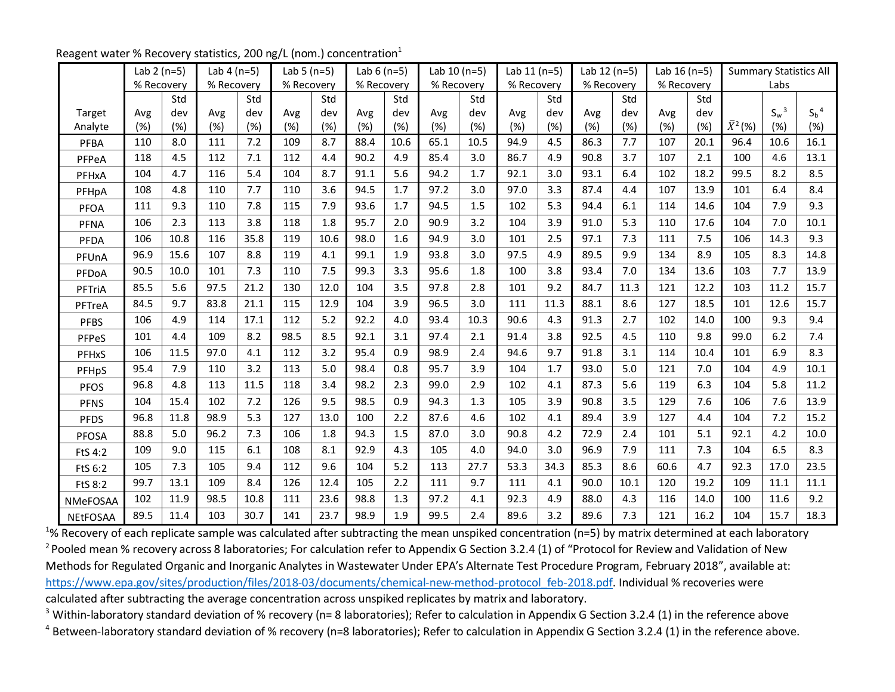Reagent water % Recovery statistics, 200 ng/L (nom.) concentration[1]

| Target Analyte | Lab 2 (n=5) % Recovery | | Lab 4 (n=5) % Recovery | | Lab 5 (n=5) % Recovery | | Lab 6 (n=5) % Recovery | | Lab 10 (n=5) % Recovery | | Lab 11 (n=5) % Recovery | | Lab 12 (n=5) % Recovery | | Lab 16 (n=5) % Recovery | | Summary Statistics All Labs | | |
|---|---|---|---|---|---|---|---|---|---|---|---|---|---|---|---|---|---|---|---|
| | Avg (%) | Std dev (%) | Avg (%) | Std dev (%) | Avg (%) | Std dev (%) | Avg (%) | Std dev (%) | Avg (%) | Std dev (%) | Avg (%) | Std dev (%) | Avg (%) | Std dev (%) | Avg (%) | Std dev (%) | $\bar{X}$[2] (%) | $S_w$[3] (%) | $S_b$[4] (%) |
| PFBA | 110 | 8.0 | 111 | 7.2 | 109 | 8.7 | 88.4 | 10.6 | 65.1 | 10.5 | 94.9 | 4.5 | 86.3 | 7.7 | 107 | 20.1 | 96.4 | 10.6 | 16.1 |
| PFPeA | 118 | 4.5 | 112 | 7.1 | 112 | 4.4 | 90.2 | 4.9 | 85.4 | 3.0 | 86.7 | 4.9 | 90.8 | 3.7 | 107 | 2.1 | 100 | 4.6 | 13.1 |
| PFHxA | 104 | 4.7 | 116 | 5.4 | 104 | 8.7 | 91.1 | 5.6 | 94.2 | 1.7 | 92.1 | 3.0 | 93.1 | 6.4 | 102 | 18.2 | 99.5 | 8.2 | 8.5 |
| PFHpA | 108 | 4.8 | 110 | 7.7 | 110 | 3.6 | 94.5 | 1.7 | 97.2 | 3.0 | 97.0 | 3.3 | 87.4 | 4.4 | 107 | 13.9 | 101 | 6.4 | 8.4 |
| PFOA | 111 | 9.3 | 110 | 7.8 | 115 | 7.9 | 93.6 | 1.7 | 94.5 | 1.5 | 102 | 5.3 | 94.4 | 6.1 | 114 | 14.6 | 104 | 7.9 | 9.3 |
| PFNA | 106 | 2.3 | 113 | 3.8 | 118 | 1.8 | 95.7 | 2.0 | 90.9 | 3.2 | 104 | 3.9 | 91.0 | 5.3 | 110 | 17.6 | 104 | 7.0 | 10.1 |
| PFDA | 106 | 10.8 | 116 | 35.8 | 119 | 10.6 | 98.0 | 1.6 | 94.9 | 3.0 | 101 | 2.5 | 97.1 | 7.3 | 111 | 7.5 | 106 | 14.3 | 9.3 |
| PFUnA | 96.9 | 15.6 | 107 | 8.8 | 119 | 4.1 | 99.1 | 1.9 | 93.8 | 3.0 | 97.5 | 4.9 | 89.5 | 9.9 | 134 | 8.9 | 105 | 8.3 | 14.8 |
| PFDoA | 90.5 | 10.0 | 101 | 7.3 | 110 | 7.5 | 99.3 | 3.3 | 95.6 | 1.8 | 100 | 3.8 | 93.4 | 7.0 | 134 | 13.6 | 103 | 7.7 | 13.9 |
| PFTriA | 85.5 | 5.6 | 97.5 | 21.2 | 130 | 12.0 | 104 | 3.5 | 97.8 | 2.8 | 101 | 9.2 | 84.7 | 11.3 | 121 | 12.2 | 103 | 11.2 | 15.7 |
| PFTreA | 84.5 | 9.7 | 83.8 | 21.1 | 115 | 12.9 | 104 | 3.9 | 96.5 | 3.0 | 111 | 11.3 | 88.1 | 8.6 | 127 | 18.5 | 101 | 12.6 | 15.7 |
| PFBS | 106 | 4.9 | 114 | 17.1 | 112 | 5.2 | 92.2 | 4.0 | 93.4 | 10.3 | 90.6 | 4.3 | 91.3 | 2.7 | 102 | 14.0 | 100 | 9.3 | 9.4 |
| PFPeS | 101 | 4.4 | 109 | 8.2 | 98.5 | 8.5 | 92.1 | 3.1 | 97.4 | 2.1 | 91.4 | 3.8 | 92.5 | 4.5 | 110 | 9.8 | 99.0 | 6.2 | 7.4 |
| PFHxS | 106 | 11.5 | 97.0 | 4.1 | 112 | 3.2 | 95.4 | 0.9 | 98.9 | 2.4 | 94.6 | 9.7 | 91.8 | 3.1 | 114 | 10.4 | 101 | 6.9 | 8.3 |
| PFHpS | 95.4 | 7.9 | 110 | 3.2 | 113 | 5.0 | 98.4 | 0.8 | 95.7 | 3.9 | 104 | 1.7 | 93.0 | 5.0 | 121 | 7.0 | 104 | 4.9 | 10.1 |
| PFOS | 96.8 | 4.8 | 113 | 11.5 | 118 | 3.4 | 98.2 | 2.3 | 99.0 | 2.9 | 102 | 4.1 | 87.3 | 5.6 | 119 | 6.3 | 104 | 5.8 | 11.2 |
| PFNS | 104 | 15.4 | 102 | 7.2 | 126 | 9.5 | 98.5 | 0.9 | 94.3 | 1.3 | 105 | 3.9 | 90.8 | 3.5 | 129 | 7.6 | 106 | 7.6 | 13.9 |
| PFDS | 96.8 | 11.8 | 98.9 | 5.3 | 127 | 13.0 | 100 | 2.2 | 87.6 | 4.6 | 102 | 4.1 | 89.4 | 3.9 | 127 | 4.4 | 104 | 7.2 | 15.2 |
| PFOSA | 88.8 | 5.0 | 96.2 | 7.3 | 106 | 1.8 | 94.3 | 1.5 | 87.0 | 3.0 | 90.8 | 4.2 | 72.9 | 2.4 | 101 | 5.1 | 92.1 | 4.2 | 10.0 |
| FtS 4:2 | 109 | 9.0 | 115 | 6.1 | 108 | 8.1 | 92.9 | 4.3 | 105 | 4.0 | 94.0 | 3.0 | 96.9 | 7.9 | 111 | 7.3 | 104 | 6.5 | 8.3 |
| FtS 6:2 | 105 | 7.3 | 105 | 9.4 | 112 | 9.6 | 104 | 5.2 | 113 | 27.7 | 53.3 | 34.3 | 85.3 | 8.6 | 60.6 | 4.7 | 92.3 | 17.0 | 23.5 |
| FtS 8:2 | 99.7 | 13.1 | 109 | 8.4 | 126 | 12.4 | 105 | 2.2 | 111 | 9.7 | 111 | 4.1 | 90.0 | 10.1 | 120 | 19.2 | 109 | 11.1 | 11.1 |
| NMeFOSAA | 102 | 11.9 | 98.5 | 10.8 | 111 | 23.6 | 98.8 | 1.3 | 97.2 | 4.1 | 92.3 | 4.9 | 88.0 | 4.3 | 116 | 14.0 | 100 | 11.6 | 9.2 |
| NEtFOSAA | 89.5 | 11.4 | 103 | 30.7 | 141 | 23.7 | 98.9 | 1.9 | 99.5 | 2.4 | 89.6 | 3.2 | 89.6 | 7.3 | 121 | 16.2 | 104 | 15.7 | 18.3 |

[1]% Recovery of each replicate sample was calculated after subtracting the mean unspiked concentration (n=5) by matrix determined at each laboratory

[2] Pooled mean % recovery across 8 laboratories; For calculation refer to Appendix G Section 3.2.4 (1) of "Protocol for Review and Validation of New Methods for Regulated Organic and Inorganic Analytes in Wastewater Under EPA's Alternate Test Procedure Program, February 2018", available at: https://www.epa.gov/sites/production/files/2018-03/documents/chemical-new-method-protocol_feb-2018.pdf. Individual % recoveries were calculated after subtracting the average concentration across unspiked replicates by matrix and laboratory.

[3] Within-laboratory standard deviation of % recovery (n= 8 laboratories); Refer to calculation in Appendix G Section 3.2.4 (1) in the reference above

[4] Between-laboratory standard deviation of % recovery (n=8 laboratories); Refer to calculation in Appendix G Section 3.2.4 (1) in the reference above.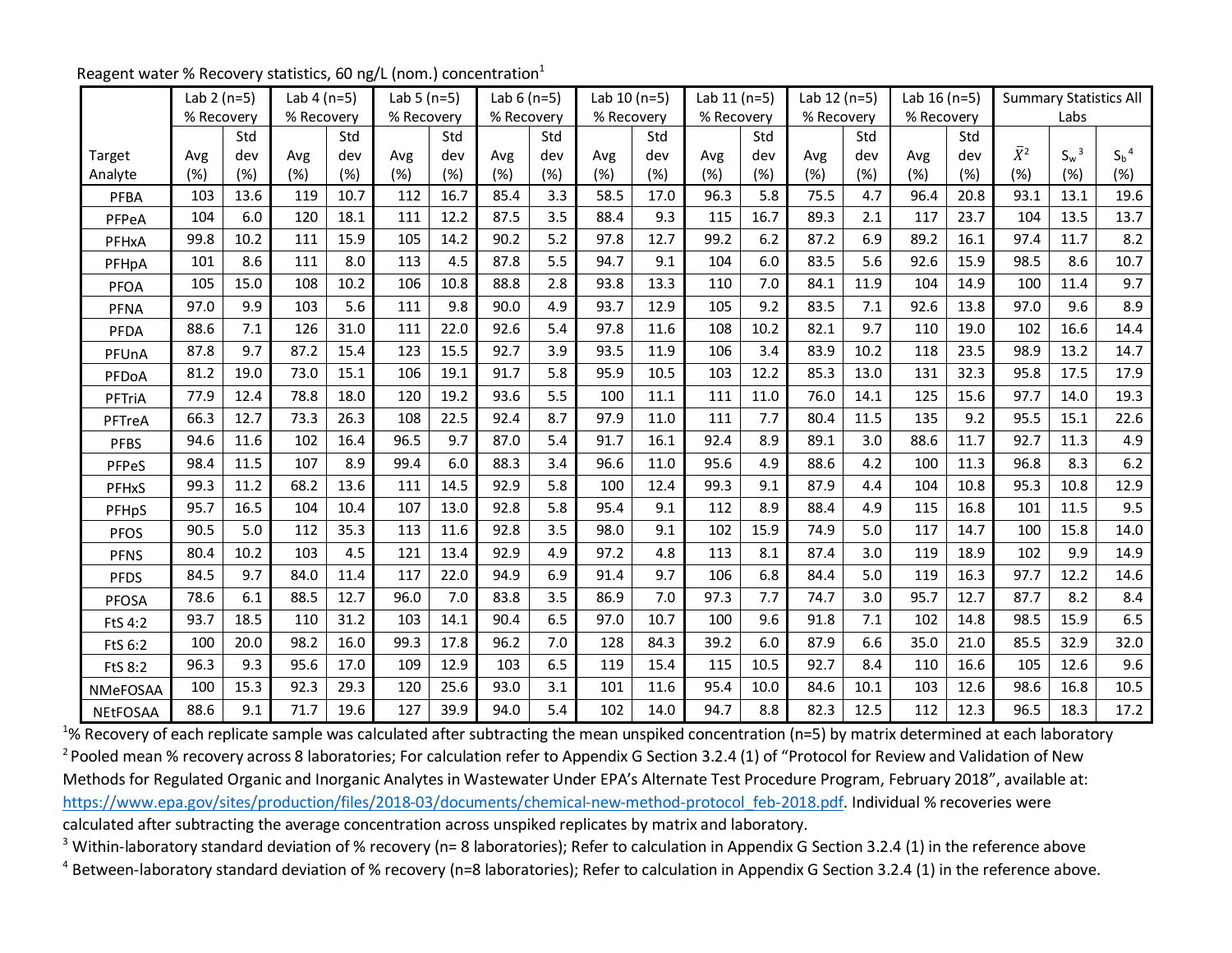Reagent water % Recovery statistics, 60 ng/L (nom.) concentration[1]

| Target Analyte | Lab 2 (n=5) % Recovery | | Lab 4 (n=5) % Recovery | | Lab 5 (n=5) % Recovery | | Lab 6 (n=5) % Recovery | | Lab 10 (n=5) % Recovery | | Lab 11 (n=5) % Recovery | | Lab 12 (n=5) % Recovery | | Lab 16 (n=5) % Recovery | | Summary Statistics All Labs | | |
|---|---|---|---|---|---|---|---|---|---|---|---|---|---|---|---|---|---|---|---|
| | Avg (%) | Std dev (%) | Avg (%) | Std dev (%) | Avg (%) | Std dev (%) | Avg (%) | Std dev (%) | Avg (%) | Std dev (%) | Avg (%) | Std dev (%) | Avg (%) | Std dev (%) | Avg (%) | Std dev (%) | $\bar{X}$[2] (%) | $S_w$[3] (%) | $S_b$[4] (%) |
| PFBA | 103 | 13.6 | 119 | 10.7 | 112 | 16.7 | 85.4 | 3.3 | 58.5 | 17.0 | 96.3 | 5.8 | 75.5 | 4.7 | 96.4 | 20.8 | 93.1 | 13.1 | 19.6 |
| PFPeA | 104 | 6.0 | 120 | 18.1 | 111 | 12.2 | 87.5 | 3.5 | 88.4 | 9.3 | 115 | 16.7 | 89.3 | 2.1 | 117 | 23.7 | 104 | 13.5 | 13.7 |
| PFHxA | 99.8 | 10.2 | 111 | 15.9 | 105 | 14.2 | 90.2 | 5.2 | 97.8 | 12.7 | 99.2 | 6.2 | 87.2 | 6.9 | 89.2 | 16.1 | 97.4 | 11.7 | 8.2 |
| PFHpA | 101 | 8.6 | 111 | 8.0 | 113 | 4.5 | 87.8 | 5.5 | 94.7 | 9.1 | 104 | 6.0 | 83.5 | 5.6 | 92.6 | 15.9 | 98.5 | 8.6 | 10.7 |
| PFOA | 105 | 15.0 | 108 | 10.2 | 106 | 10.8 | 88.8 | 2.8 | 93.8 | 13.3 | 110 | 7.0 | 84.1 | 11.9 | 104 | 14.9 | 100 | 11.4 | 9.7 |
| PFNA | 97.0 | 9.9 | 103 | 5.6 | 111 | 9.8 | 90.0 | 4.9 | 93.7 | 12.9 | 105 | 9.2 | 83.5 | 7.1 | 92.6 | 13.8 | 97.0 | 9.6 | 8.9 |
| PFDA | 88.6 | 7.1 | 126 | 31.0 | 111 | 22.0 | 92.6 | 5.4 | 97.8 | 11.6 | 108 | 10.2 | 82.1 | 9.7 | 110 | 19.0 | 102 | 16.6 | 14.4 |
| PFUnA | 87.8 | 9.7 | 87.2 | 15.4 | 123 | 15.5 | 92.7 | 3.9 | 93.5 | 11.9 | 106 | 3.4 | 83.9 | 10.2 | 118 | 23.5 | 98.9 | 13.2 | 14.7 |
| PFDoA | 81.2 | 19.0 | 73.0 | 15.1 | 106 | 19.1 | 91.7 | 5.8 | 95.9 | 10.5 | 103 | 12.2 | 85.3 | 13.0 | 131 | 32.3 | 95.8 | 17.5 | 17.9 |
| PFTriA | 77.9 | 12.4 | 78.8 | 18.0 | 120 | 19.2 | 93.6 | 5.5 | 100 | 11.1 | 111 | 11.0 | 76.0 | 14.1 | 125 | 15.6 | 97.7 | 14.0 | 19.3 |
| PFTreA | 66.3 | 12.7 | 73.3 | 26.3 | 108 | 22.5 | 92.4 | 8.7 | 97.9 | 11.0 | 111 | 7.7 | 80.4 | 11.5 | 135 | 9.2 | 95.5 | 15.1 | 22.6 |
| PFBS | 94.6 | 11.6 | 102 | 16.4 | 96.5 | 9.7 | 87.0 | 5.4 | 91.7 | 16.1 | 92.4 | 8.9 | 89.1 | 3.0 | 88.6 | 11.7 | 92.7 | 11.3 | 4.9 |
| PFPeS | 98.4 | 11.5 | 107 | 8.9 | 99.4 | 6.0 | 88.3 | 3.4 | 96.6 | 11.0 | 95.6 | 4.9 | 88.6 | 4.2 | 100 | 11.3 | 96.8 | 8.3 | 6.2 |
| PFHxS | 99.3 | 11.2 | 68.2 | 13.6 | 111 | 14.5 | 92.9 | 5.8 | 100 | 12.4 | 99.3 | 9.1 | 87.9 | 4.4 | 104 | 10.8 | 95.3 | 10.8 | 12.9 |
| PFHpS | 95.7 | 16.5 | 104 | 10.4 | 107 | 13.0 | 92.8 | 5.8 | 95.4 | 9.1 | 112 | 8.9 | 88.4 | 4.9 | 115 | 16.8 | 101 | 11.5 | 9.5 |
| PFOS | 90.5 | 5.0 | 112 | 35.3 | 113 | 11.6 | 92.8 | 3.5 | 98.0 | 9.1 | 102 | 15.9 | 74.9 | 5.0 | 117 | 14.7 | 100 | 15.8 | 14.0 |
| PFNS | 80.4 | 10.2 | 103 | 4.5 | 121 | 13.4 | 92.9 | 4.9 | 97.2 | 4.8 | 113 | 8.1 | 87.4 | 3.0 | 119 | 18.9 | 102 | 9.9 | 14.9 |
| PFDS | 84.5 | 9.7 | 84.0 | 11.4 | 117 | 22.0 | 94.9 | 6.9 | 91.4 | 9.7 | 106 | 6.8 | 84.4 | 5.0 | 119 | 16.3 | 97.7 | 12.2 | 14.6 |
| PFOSA | 78.6 | 6.1 | 88.5 | 12.7 | 96.0 | 7.0 | 83.8 | 3.5 | 86.9 | 7.0 | 97.3 | 7.7 | 74.7 | 3.0 | 95.7 | 12.7 | 87.7 | 8.2 | 8.4 |
| FtS 4:2 | 93.7 | 18.5 | 110 | 31.2 | 103 | 14.1 | 90.4 | 6.5 | 97.0 | 10.7 | 100 | 9.6 | 91.8 | 7.1 | 102 | 14.8 | 98.5 | 15.9 | 6.5 |
| FtS 6:2 | 100 | 20.0 | 98.2 | 16.0 | 99.3 | 17.8 | 96.2 | 7.0 | 128 | 84.3 | 39.2 | 6.0 | 87.9 | 6.6 | 35.0 | 21.0 | 85.5 | 32.9 | 32.0 |
| FtS 8:2 | 96.3 | 9.3 | 95.6 | 17.0 | 109 | 12.9 | 103 | 6.5 | 119 | 15.4 | 115 | 10.5 | 92.7 | 8.4 | 110 | 16.6 | 105 | 12.6 | 9.6 |
| NMeFOSAA | 100 | 15.3 | 92.3 | 29.3 | 120 | 25.6 | 93.0 | 3.1 | 101 | 11.6 | 95.4 | 10.0 | 84.6 | 10.1 | 103 | 12.6 | 98.6 | 16.8 | 10.5 |
| NEtFOSAA | 88.6 | 9.1 | 71.7 | 19.6 | 127 | 39.9 | 94.0 | 5.4 | 102 | 14.0 | 94.7 | 8.8 | 82.3 | 12.5 | 112 | 12.3 | 96.5 | 18.3 | 17.2 |

[1]% Recovery of each replicate sample was calculated after subtracting the mean unspiked concentration (n=5) by matrix determined at each laboratory

[2] Pooled mean % recovery across 8 laboratories; For calculation refer to Appendix G Section 3.2.4 (1) of "Protocol for Review and Validation of New Methods for Regulated Organic and Inorganic Analytes in Wastewater Under EPA's Alternate Test Procedure Program, February 2018", available at: https://www.epa.gov/sites/production/files/2018-03/documents/chemical-new-method-protocol_feb-2018.pdf. Individual % recoveries were calculated after subtracting the average concentration across unspiked replicates by matrix and laboratory.

[3] Within-laboratory standard deviation of % recovery (n= 8 laboratories); Refer to calculation in Appendix G Section 3.2.4 (1) in the reference above

[4] Between-laboratory standard deviation of % recovery (n=8 laboratories); Refer to calculation in Appendix G Section 3.2.4 (1) in the reference above.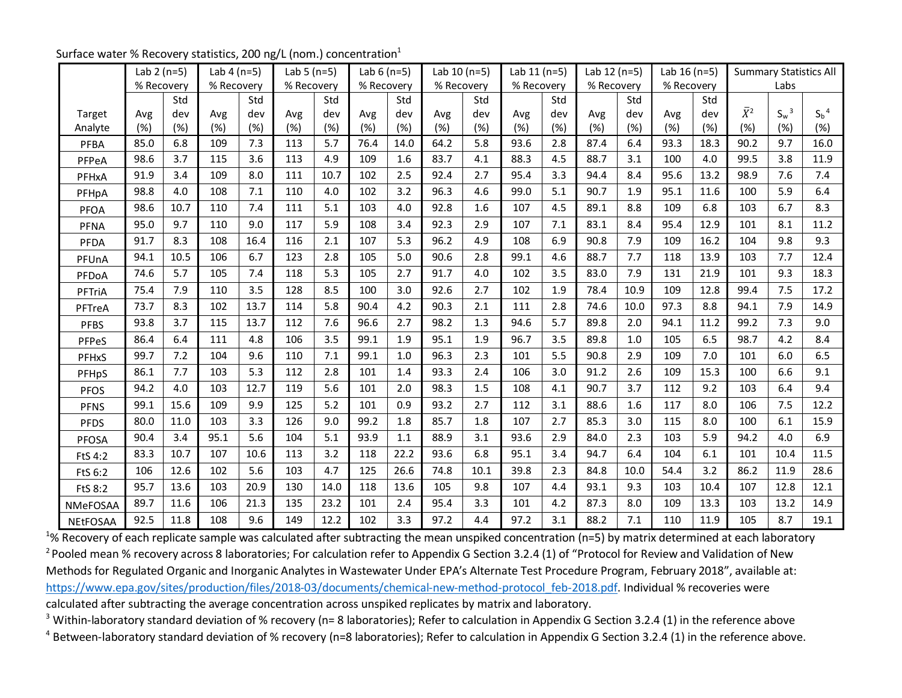Surface water % Recovery statistics, 200 ng/L (nom.) concentration[1]

| Target Analyte | Lab 2 (n=5) % Recovery | | Lab 4 (n=5) % Recovery | | Lab 5 (n=5) % Recovery | | Lab 6 (n=5) % Recovery | | Lab 10 (n=5) % Recovery | | Lab 11 (n=5) % Recovery | | Lab 12 (n=5) % Recovery | | Lab 16 (n=5) % Recovery | | Summary Statistics All Labs | | |
|---|---|---|---|---|---|---|---|---|---|---|---|---|---|---|---|---|---|---|---|
| | Avg (%) | Std dev (%) | Avg (%) | Std dev (%) | Avg (%) | Std dev (%) | Avg (%) | Std dev (%) | Avg (%) | Std dev (%) | Avg (%) | Std dev (%) | Avg (%) | Std dev (%) | Avg (%) | Std dev (%) | $\bar{X}$[2] (%) | $S_w$[3] (%) | $S_b$[4] (%) |
| PFBA | 85.0 | 6.8 | 109 | 7.3 | 113 | 5.7 | 76.4 | 14.0 | 64.2 | 5.8 | 93.6 | 2.8 | 87.4 | 6.4 | 93.3 | 18.3 | 90.2 | 9.7 | 16.0 |
| PFPeA | 98.6 | 3.7 | 115 | 3.6 | 113 | 4.9 | 109 | 1.6 | 83.7 | 4.1 | 88.3 | 4.5 | 88.7 | 3.1 | 100 | 4.0 | 99.5 | 3.8 | 11.9 |
| PFHxA | 91.9 | 3.4 | 109 | 8.0 | 111 | 10.7 | 102 | 2.5 | 92.4 | 2.7 | 95.4 | 3.3 | 94.4 | 8.4 | 95.6 | 13.2 | 98.9 | 7.6 | 7.4 |
| PFHpA | 98.8 | 4.0 | 108 | 7.1 | 110 | 4.0 | 102 | 3.2 | 96.3 | 4.6 | 99.0 | 5.1 | 90.7 | 1.9 | 95.1 | 11.6 | 100 | 5.9 | 6.4 |
| PFOA | 98.6 | 10.7 | 110 | 7.4 | 111 | 5.1 | 103 | 4.0 | 92.8 | 1.6 | 107 | 4.5 | 89.1 | 8.8 | 109 | 6.8 | 103 | 6.7 | 8.3 |
| PFNA | 95.0 | 9.7 | 110 | 9.0 | 117 | 5.9 | 108 | 3.4 | 92.3 | 2.9 | 107 | 7.1 | 83.1 | 8.4 | 95.4 | 12.9 | 101 | 8.1 | 11.2 |
| PFDA | 91.7 | 8.3 | 108 | 16.4 | 116 | 2.1 | 107 | 5.3 | 96.2 | 4.9 | 108 | 6.9 | 90.8 | 7.9 | 109 | 16.2 | 104 | 9.8 | 9.3 |
| PFUnA | 94.1 | 10.5 | 106 | 6.7 | 123 | 2.8 | 105 | 5.0 | 90.6 | 2.8 | 99.1 | 4.6 | 88.7 | 7.7 | 118 | 13.9 | 103 | 7.7 | 12.4 |
| PFDoA | 74.6 | 5.7 | 105 | 7.4 | 118 | 5.3 | 105 | 2.7 | 91.7 | 4.0 | 102 | 3.5 | 83.0 | 7.9 | 131 | 21.9 | 101 | 9.3 | 18.3 |
| PFTriA | 75.4 | 7.9 | 110 | 3.5 | 128 | 8.5 | 100 | 3.0 | 92.6 | 2.7 | 102 | 1.9 | 78.4 | 10.9 | 109 | 12.8 | 99.4 | 7.5 | 17.2 |
| PFTreA | 73.7 | 8.3 | 102 | 13.7 | 114 | 5.8 | 90.4 | 4.2 | 90.3 | 2.1 | 111 | 2.8 | 74.6 | 10.0 | 97.3 | 8.8 | 94.1 | 7.9 | 14.9 |
| PFBS | 93.8 | 3.7 | 115 | 13.7 | 112 | 7.6 | 96.6 | 2.7 | 98.2 | 1.3 | 94.6 | 5.7 | 89.8 | 2.0 | 94.1 | 11.2 | 99.2 | 7.3 | 9.0 |
| PFPeS | 86.4 | 6.4 | 111 | 4.8 | 106 | 3.5 | 99.1 | 1.9 | 95.1 | 1.9 | 96.7 | 3.5 | 89.8 | 1.0 | 105 | 6.5 | 98.7 | 4.2 | 8.4 |
| PFHxS | 99.7 | 7.2 | 104 | 9.6 | 110 | 7.1 | 99.1 | 1.0 | 96.3 | 2.3 | 101 | 5.5 | 90.8 | 2.9 | 109 | 7.0 | 101 | 6.0 | 6.5 |
| PFHpS | 86.1 | 7.7 | 103 | 5.3 | 112 | 2.8 | 101 | 1.4 | 93.3 | 2.4 | 106 | 3.0 | 91.2 | 2.6 | 109 | 15.3 | 100 | 6.6 | 9.1 |
| PFOS | 94.2 | 4.0 | 103 | 12.7 | 119 | 5.6 | 101 | 2.0 | 98.3 | 1.5 | 108 | 4.1 | 90.7 | 3.7 | 112 | 9.2 | 103 | 6.4 | 9.4 |
| PFNS | 99.1 | 15.6 | 109 | 9.9 | 125 | 5.2 | 101 | 0.9 | 93.2 | 2.7 | 112 | 3.1 | 88.6 | 1.6 | 117 | 8.0 | 106 | 7.5 | 12.2 |
| PFDS | 80.0 | 11.0 | 103 | 3.3 | 126 | 9.0 | 99.2 | 1.8 | 85.7 | 1.8 | 107 | 2.7 | 85.3 | 3.0 | 115 | 8.0 | 100 | 6.1 | 15.9 |
| PFOSA | 90.4 | 3.4 | 95.1 | 5.6 | 104 | 5.1 | 93.9 | 1.1 | 88.9 | 3.1 | 93.6 | 2.9 | 84.0 | 2.3 | 103 | 5.9 | 94.2 | 4.0 | 6.9 |
| FtS 4:2 | 83.3 | 10.7 | 107 | 10.6 | 113 | 3.2 | 118 | 22.2 | 93.6 | 6.8 | 95.1 | 3.4 | 94.7 | 6.4 | 104 | 6.1 | 101 | 10.4 | 11.5 |
| FtS 6:2 | 106 | 12.6 | 102 | 5.6 | 103 | 4.7 | 125 | 26.6 | 74.8 | 10.1 | 39.8 | 2.3 | 84.8 | 10.0 | 54.4 | 3.2 | 86.2 | 11.9 | 28.6 |
| FtS 8:2 | 95.7 | 13.6 | 103 | 20.9 | 130 | 14.0 | 118 | 13.6 | 105 | 9.8 | 107 | 4.4 | 93.1 | 9.3 | 103 | 10.4 | 107 | 12.8 | 12.1 |
| NMeFOSAA | 89.7 | 11.6 | 106 | 21.3 | 135 | 23.2 | 101 | 2.4 | 95.4 | 3.3 | 101 | 4.2 | 87.3 | 8.0 | 109 | 13.3 | 103 | 13.2 | 14.9 |
| NEtFOSAA | 92.5 | 11.8 | 108 | 9.6 | 149 | 12.2 | 102 | 3.3 | 97.2 | 4.4 | 97.2 | 3.1 | 88.2 | 7.1 | 110 | 11.9 | 105 | 8.7 | 19.1 |

[1]% Recovery of each replicate sample was calculated after subtracting the mean unspiked concentration (n=5) by matrix determined at each laboratory

[2] Pooled mean % recovery across 8 laboratories; For calculation refer to Appendix G Section 3.2.4 (1) of "Protocol for Review and Validation of New Methods for Regulated Organic and Inorganic Analytes in Wastewater Under EPA's Alternate Test Procedure Program, February 2018", available at: https://www.epa.gov/sites/production/files/2018-03/documents/chemical-new-method-protocol_feb-2018.pdf. Individual % recoveries were calculated after subtracting the average concentration across unspiked replicates by matrix and laboratory.

[3] Within-laboratory standard deviation of % recovery (n= 8 laboratories); Refer to calculation in Appendix G Section 3.2.4 (1) in the reference above

[4] Between-laboratory standard deviation of % recovery (n=8 laboratories); Refer to calculation in Appendix G Section 3.2.4 (1) in the reference above.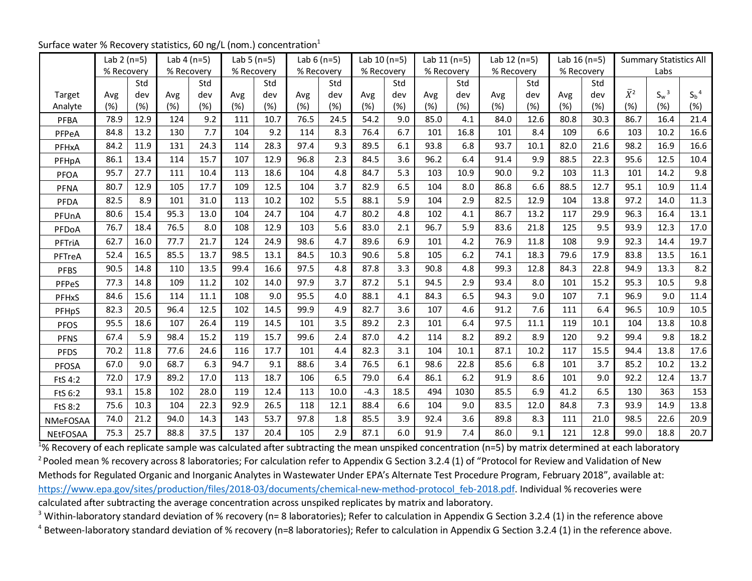Surface water % Recovery statistics, 60 ng/L (nom.) concentration[1]

| Target Analyte | Lab 2 (n=5) % Recovery | | Lab 4 (n=5) % Recovery | | Lab 5 (n=5) % Recovery | | Lab 6 (n=5) % Recovery | | Lab 10 (n=5) % Recovery | | Lab 11 (n=5) % Recovery | | Lab 12 (n=5) % Recovery | | Lab 16 (n=5) % Recovery | | Summary Statistics All Labs | | |
|---|---|---|---|---|---|---|---|---|---|---|---|---|---|---|---|---|---|---|---|
| | Avg (%) | Std dev (%) | Avg (%) | Std dev (%) | Avg (%) | Std dev (%) | Avg (%) | Std dev (%) | Avg (%) | Std dev (%) | Avg (%) | Std dev (%) | Avg (%) | Std dev (%) | Avg (%) | Std dev (%) | $\bar{X}$[2] (%) | $S_w$[3] (%) | $S_b$[4] (%) |
| PFBA | 78.9 | 12.9 | 124 | 9.2 | 111 | 10.7 | 76.5 | 24.5 | 54.2 | 9.0 | 85.0 | 4.1 | 84.0 | 12.6 | 80.8 | 30.3 | 86.7 | 16.4 | 21.4 |
| PFPeA | 84.8 | 13.2 | 130 | 7.7 | 104 | 9.2 | 114 | 8.3 | 76.4 | 6.7 | 101 | 16.8 | 101 | 8.4 | 109 | 6.6 | 103 | 10.2 | 16.6 |
| PFHxA | 84.2 | 11.9 | 131 | 24.3 | 114 | 28.3 | 97.4 | 9.3 | 89.5 | 6.1 | 93.8 | 6.8 | 93.7 | 10.1 | 82.0 | 21.6 | 98.2 | 16.9 | 16.6 |
| PFHpA | 86.1 | 13.4 | 114 | 15.7 | 107 | 12.9 | 96.8 | 2.3 | 84.5 | 3.6 | 96.2 | 6.4 | 91.4 | 9.9 | 88.5 | 22.3 | 95.6 | 12.5 | 10.4 |
| PFOA | 95.7 | 27.7 | 111 | 10.4 | 113 | 18.6 | 104 | 4.8 | 84.7 | 5.3 | 103 | 10.9 | 90.0 | 9.2 | 103 | 11.3 | 101 | 14.2 | 9.8 |
| PFNA | 80.7 | 12.9 | 105 | 17.7 | 109 | 12.5 | 104 | 3.7 | 82.9 | 6.5 | 104 | 8.0 | 86.8 | 6.6 | 88.5 | 12.7 | 95.1 | 10.9 | 11.4 |
| PFDA | 82.5 | 8.9 | 101 | 31.0 | 113 | 10.2 | 102 | 5.5 | 88.1 | 5.9 | 104 | 2.9 | 82.5 | 12.9 | 104 | 13.8 | 97.2 | 14.0 | 11.3 |
| PFUnA | 80.6 | 15.4 | 95.3 | 13.0 | 104 | 24.7 | 104 | 4.7 | 80.2 | 4.8 | 102 | 4.1 | 86.7 | 13.2 | 117 | 29.9 | 96.3 | 16.4 | 13.1 |
| PFDoA | 76.7 | 18.4 | 76.5 | 8.0 | 108 | 12.9 | 103 | 5.6 | 83.0 | 2.1 | 96.7 | 5.9 | 83.6 | 21.8 | 125 | 9.5 | 93.9 | 12.3 | 17.0 |
| PFTriA | 62.7 | 16.0 | 77.7 | 21.7 | 124 | 24.9 | 98.6 | 4.7 | 89.6 | 6.9 | 101 | 4.2 | 76.9 | 11.8 | 108 | 9.9 | 92.3 | 14.4 | 19.7 |
| PFTreA | 52.4 | 16.5 | 85.5 | 13.7 | 98.5 | 13.1 | 84.5 | 10.3 | 90.6 | 5.8 | 105 | 6.2 | 74.1 | 18.3 | 79.6 | 17.9 | 83.8 | 13.5 | 16.1 |
| PFBS | 90.5 | 14.8 | 110 | 13.5 | 99.4 | 16.6 | 97.5 | 4.8 | 87.8 | 3.3 | 90.8 | 4.8 | 99.3 | 12.8 | 84.3 | 22.8 | 94.9 | 13.3 | 8.2 |
| PFPeS | 77.3 | 14.8 | 109 | 11.2 | 102 | 14.0 | 97.9 | 3.7 | 87.2 | 5.1 | 94.5 | 2.9 | 93.4 | 8.0 | 101 | 15.2 | 95.3 | 10.5 | 9.8 |
| PFHxS | 84.6 | 15.6 | 114 | 11.1 | 108 | 9.0 | 95.5 | 4.0 | 88.1 | 4.1 | 84.3 | 6.5 | 94.3 | 9.0 | 107 | 7.1 | 96.9 | 9.0 | 11.4 |
| PFHpS | 82.3 | 20.5 | 96.4 | 12.5 | 102 | 14.5 | 99.9 | 4.9 | 82.7 | 3.6 | 107 | 4.6 | 91.2 | 7.6 | 111 | 6.4 | 96.5 | 10.9 | 10.5 |
| PFOS | 95.5 | 18.6 | 107 | 26.4 | 119 | 14.5 | 101 | 3.5 | 89.2 | 2.3 | 101 | 6.4 | 97.5 | 11.1 | 119 | 10.1 | 104 | 13.8 | 10.8 |
| PFNS | 67.4 | 5.9 | 98.4 | 15.2 | 119 | 15.7 | 99.6 | 2.4 | 87.0 | 4.2 | 114 | 8.2 | 89.2 | 8.9 | 120 | 9.2 | 99.4 | 9.8 | 18.2 |
| PFDS | 70.2 | 11.8 | 77.6 | 24.6 | 116 | 17.7 | 101 | 4.4 | 82.3 | 3.1 | 104 | 10.1 | 87.1 | 10.2 | 117 | 15.5 | 94.4 | 13.8 | 17.6 |
| PFOSA | 67.0 | 9.0 | 68.7 | 6.3 | 94.7 | 9.1 | 88.6 | 3.4 | 76.5 | 6.1 | 98.6 | 22.8 | 85.6 | 6.8 | 101 | 3.7 | 85.2 | 10.2 | 13.2 |
| FtS 4:2 | 72.0 | 17.9 | 89.2 | 17.0 | 113 | 18.7 | 106 | 6.5 | 79.0 | 6.4 | 86.1 | 6.2 | 91.9 | 8.6 | 101 | 9.0 | 92.2 | 12.4 | 13.7 |
| FtS 6:2 | 93.1 | 15.8 | 102 | 28.0 | 119 | 12.4 | 113 | 10.0 | -4.3 | 18.5 | 494 | 1030 | 85.5 | 6.9 | 41.2 | 6.5 | 130 | 363 | 153 |
| FtS 8:2 | 75.6 | 10.3 | 104 | 22.3 | 92.9 | 26.5 | 118 | 12.1 | 88.4 | 6.6 | 104 | 9.0 | 83.5 | 12.0 | 84.8 | 7.3 | 93.9 | 14.9 | 13.8 |
| NMeFOSAA | 74.0 | 21.2 | 94.0 | 14.3 | 143 | 53.7 | 97.8 | 1.8 | 85.5 | 3.9 | 92.4 | 3.6 | 89.8 | 8.3 | 111 | 21.0 | 98.5 | 22.6 | 20.9 |
| NEtFOSAA | 75.3 | 25.7 | 88.8 | 37.5 | 137 | 20.4 | 105 | 2.9 | 87.1 | 6.0 | 91.9 | 7.4 | 86.0 | 9.1 | 121 | 12.8 | 99.0 | 18.8 | 20.7 |

[1]% Recovery of each replicate sample was calculated after subtracting the mean unspiked concentration (n=5) by matrix determined at each laboratory

[2] Pooled mean % recovery across 8 laboratories; For calculation refer to Appendix G Section 3.2.4 (1) of "Protocol for Review and Validation of New Methods for Regulated Organic and Inorganic Analytes in Wastewater Under EPA's Alternate Test Procedure Program, February 2018", available at: https://www.epa.gov/sites/production/files/2018-03/documents/chemical-new-method-protocol_feb-2018.pdf. Individual % recoveries were calculated after subtracting the average concentration across unspiked replicates by matrix and laboratory.

[3] Within-laboratory standard deviation of % recovery (n= 8 laboratories); Refer to calculation in Appendix G Section 3.2.4 (1) in the reference above

[4] Between-laboratory standard deviation of % recovery (n=8 laboratories); Refer to calculation in Appendix G Section 3.2.4 (1) in the reference above.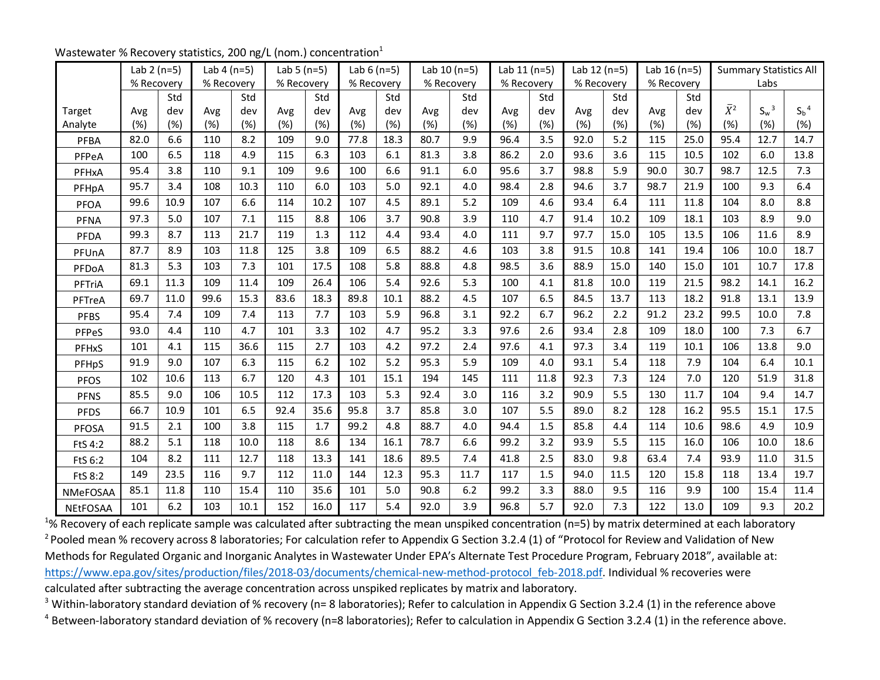Wastewater % Recovery statistics, 200 ng/L (nom.) concentration[1]

| Target Analyte | Lab 2 (n=5) % Recovery | | Lab 4 (n=5) % Recovery | | Lab 5 (n=5) % Recovery | | Lab 6 (n=5) % Recovery | | Lab 10 (n=5) % Recovery | | Lab 11 (n=5) % Recovery | | Lab 12 (n=5) % Recovery | | Lab 16 (n=5) % Recovery | | Summary Statistics All Labs | | |
|---|---|---|---|---|---|---|---|---|---|---|---|---|---|---|---|---|---|---|---|
| | Avg (%) | Std dev (%) | Avg (%) | Std dev (%) | Avg (%) | Std dev (%) | Avg (%) | Std dev (%) | Avg (%) | Std dev (%) | Avg (%) | Std dev (%) | Avg (%) | Std dev (%) | Avg (%) | Std dev (%) | $\bar{X}$[2] (%) | $S_w$[3] (%) | $S_b$[4] (%) |
| PFBA | 82.0 | 6.6 | 110 | 8.2 | 109 | 9.0 | 77.8 | 18.3 | 80.7 | 9.9 | 96.4 | 3.5 | 92.0 | 5.2 | 115 | 25.0 | 95.4 | 12.7 | 14.7 |
| PFPeA | 100 | 6.5 | 118 | 4.9 | 115 | 6.3 | 103 | 6.1 | 81.3 | 3.8 | 86.2 | 2.0 | 93.6 | 3.6 | 115 | 10.5 | 102 | 6.0 | 13.8 |
| PFHxA | 95.4 | 3.8 | 110 | 9.1 | 109 | 9.6 | 100 | 6.6 | 91.1 | 6.0 | 95.6 | 3.7 | 98.8 | 5.9 | 90.0 | 30.7 | 98.7 | 12.5 | 7.3 |
| PFHpA | 95.7 | 3.4 | 108 | 10.3 | 110 | 6.0 | 103 | 5.0 | 92.1 | 4.0 | 98.4 | 2.8 | 94.6 | 3.7 | 98.7 | 21.9 | 100 | 9.3 | 6.4 |
| PFOA | 99.6 | 10.9 | 107 | 6.6 | 114 | 10.2 | 107 | 4.5 | 89.1 | 5.2 | 109 | 4.6 | 93.4 | 6.4 | 111 | 11.8 | 104 | 8.0 | 8.8 |
| PFNA | 97.3 | 5.0 | 107 | 7.1 | 115 | 8.8 | 106 | 3.7 | 90.8 | 3.9 | 110 | 4.7 | 91.4 | 10.2 | 109 | 18.1 | 103 | 8.9 | 9.0 |
| PFDA | 99.3 | 8.7 | 113 | 21.7 | 119 | 1.3 | 112 | 4.4 | 93.4 | 4.0 | 111 | 9.7 | 97.7 | 15.0 | 105 | 13.5 | 106 | 11.6 | 8.9 |
| PFUnA | 87.7 | 8.9 | 103 | 11.8 | 125 | 3.8 | 109 | 6.5 | 88.2 | 4.6 | 103 | 3.8 | 91.5 | 10.8 | 141 | 19.4 | 106 | 10.0 | 18.7 |
| PFDoA | 81.3 | 5.3 | 103 | 7.3 | 101 | 17.5 | 108 | 5.8 | 88.8 | 4.8 | 98.5 | 3.6 | 88.9 | 15.0 | 140 | 15.0 | 101 | 10.7 | 17.8 |
| PFTriA | 69.1 | 11.3 | 109 | 11.4 | 109 | 26.4 | 106 | 5.4 | 92.6 | 5.3 | 100 | 4.1 | 81.8 | 10.0 | 119 | 21.5 | 98.2 | 14.1 | 16.2 |
| PFTreA | 69.7 | 11.0 | 99.6 | 15.3 | 83.6 | 18.3 | 89.8 | 10.1 | 88.2 | 4.5 | 107 | 6.5 | 84.5 | 13.7 | 113 | 18.2 | 91.8 | 13.1 | 13.9 |
| PFBS | 95.4 | 7.4 | 109 | 7.4 | 113 | 7.7 | 103 | 5.9 | 96.8 | 3.1 | 92.2 | 6.7 | 96.2 | 2.2 | 91.2 | 23.2 | 99.5 | 10.0 | 7.8 |
| PFPeS | 93.0 | 4.4 | 110 | 4.7 | 101 | 3.3 | 102 | 4.7 | 95.2 | 3.3 | 97.6 | 2.6 | 93.4 | 2.8 | 109 | 18.0 | 100 | 7.3 | 6.7 |
| PFHxS | 101 | 4.1 | 115 | 36.6 | 115 | 2.7 | 103 | 4.2 | 97.2 | 2.4 | 97.6 | 4.1 | 97.3 | 3.4 | 119 | 10.1 | 106 | 13.8 | 9.0 |
| PFHpS | 91.9 | 9.0 | 107 | 6.3 | 115 | 6.2 | 102 | 5.2 | 95.3 | 5.9 | 109 | 4.0 | 93.1 | 5.4 | 118 | 7.9 | 104 | 6.4 | 10.1 |
| PFOS | 102 | 10.6 | 113 | 6.7 | 120 | 4.3 | 101 | 15.1 | 194 | 145 | 111 | 11.8 | 92.3 | 7.3 | 124 | 7.0 | 120 | 51.9 | 31.8 |
| PFNS | 85.5 | 9.0 | 106 | 10.5 | 112 | 17.3 | 103 | 5.3 | 92.4 | 3.0 | 116 | 3.2 | 90.9 | 5.5 | 130 | 11.7 | 104 | 9.4 | 14.7 |
| PFDS | 66.7 | 10.9 | 101 | 6.5 | 92.4 | 35.6 | 95.8 | 3.7 | 85.8 | 3.0 | 107 | 5.5 | 89.0 | 8.2 | 128 | 16.2 | 95.5 | 15.1 | 17.5 |
| PFOSA | 91.5 | 2.1 | 100 | 3.8 | 115 | 1.7 | 99.2 | 4.8 | 88.7 | 4.0 | 94.4 | 1.5 | 85.8 | 4.4 | 114 | 10.6 | 98.6 | 4.9 | 10.9 |
| FtS 4:2 | 88.2 | 5.1 | 118 | 10.0 | 118 | 8.6 | 134 | 16.1 | 78.7 | 6.6 | 99.2 | 3.2 | 93.9 | 5.5 | 115 | 16.0 | 106 | 10.0 | 18.6 |
| FtS 6:2 | 104 | 8.2 | 111 | 12.7 | 118 | 13.3 | 141 | 18.6 | 89.5 | 7.4 | 41.8 | 2.5 | 83.0 | 9.8 | 63.4 | 7.4 | 93.9 | 11.0 | 31.5 |
| FtS 8:2 | 149 | 23.5 | 116 | 9.7 | 112 | 11.0 | 144 | 12.3 | 95.3 | 11.7 | 117 | 1.5 | 94.0 | 11.5 | 120 | 15.8 | 118 | 13.4 | 19.7 |
| NMeFOSAA | 85.1 | 11.8 | 110 | 15.4 | 110 | 35.6 | 101 | 5.0 | 90.8 | 6.2 | 99.2 | 3.3 | 88.0 | 9.5 | 116 | 9.9 | 100 | 15.4 | 11.4 |
| NEtFOSAA | 101 | 6.2 | 103 | 10.1 | 152 | 16.0 | 117 | 5.4 | 92.0 | 3.9 | 96.8 | 5.7 | 92.0 | 7.3 | 122 | 13.0 | 109 | 9.3 | 20.2 |

[1]% Recovery of each replicate sample was calculated after subtracting the mean unspiked concentration (n=5) by matrix determined at each laboratory

[2] Pooled mean % recovery across 8 laboratories; For calculation refer to Appendix G Section 3.2.4 (1) of "Protocol for Review and Validation of New Methods for Regulated Organic and Inorganic Analytes in Wastewater Under EPA's Alternate Test Procedure Program, February 2018", available at: https://www.epa.gov/sites/production/files/2018-03/documents/chemical-new-method-protocol_feb-2018.pdf. Individual % recoveries were calculated after subtracting the average concentration across unspiked replicates by matrix and laboratory.

[3] Within-laboratory standard deviation of % recovery (n= 8 laboratories); Refer to calculation in Appendix G Section 3.2.4 (1) in the reference above

[4] Between-laboratory standard deviation of % recovery (n=8 laboratories); Refer to calculation in Appendix G Section 3.2.4 (1) in the reference above.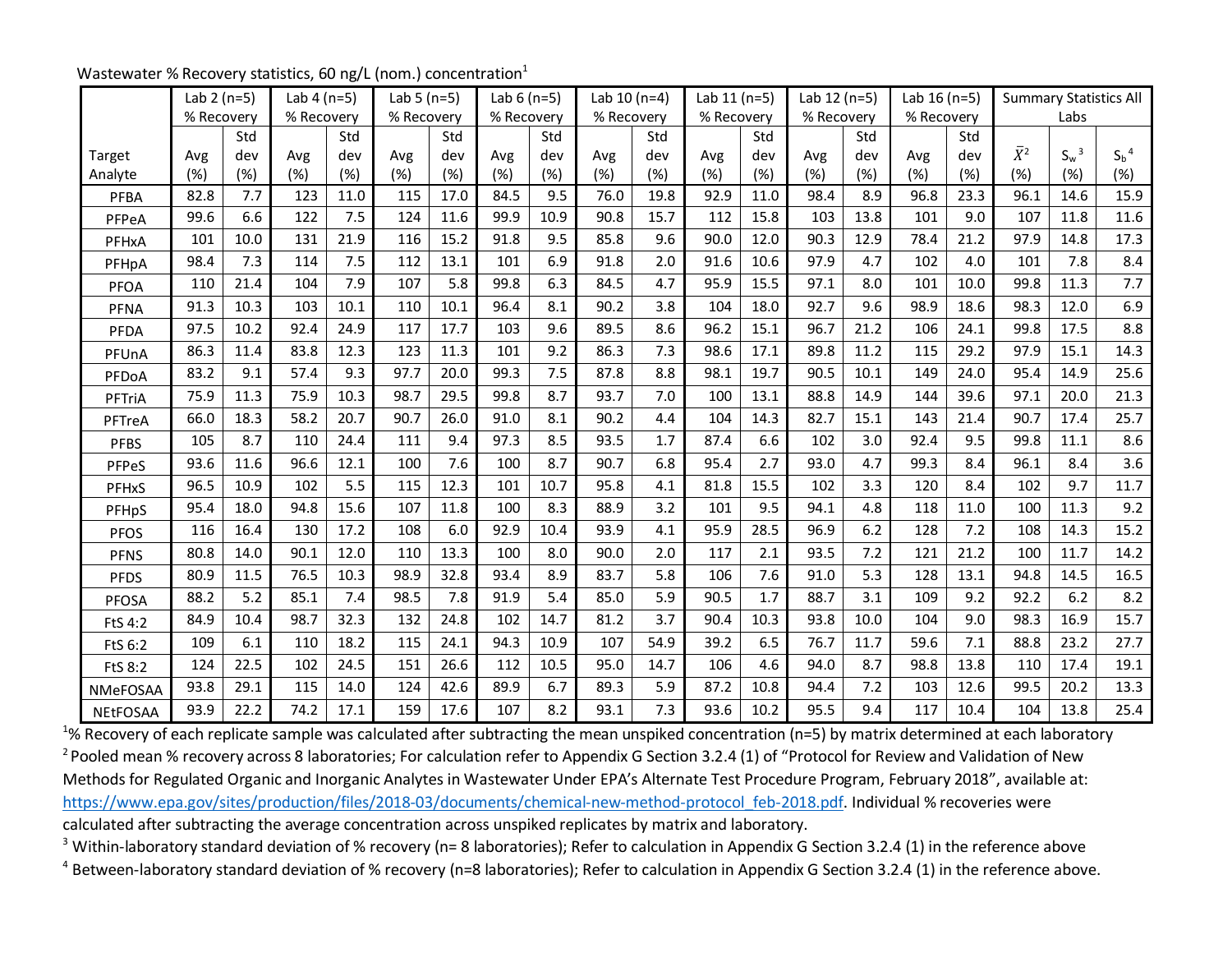Wastewater % Recovery statistics, 60 ng/L (nom.) concentration[1]

| Target Analyte | Lab 2 (n=5) % Recovery | | Lab 4 (n=5) % Recovery | | Lab 5 (n=5) % Recovery | | Lab 6 (n=5) % Recovery | | Lab 10 (n=4) % Recovery | | Lab 11 (n=5) % Recovery | | Lab 12 (n=5) % Recovery | | Lab 16 (n=5) % Recovery | | Summary Statistics All Labs | | |
|---|---|---|---|---|---|---|---|---|---|---|---|---|---|---|---|---|---|---|---|
| | Avg (%) | Std dev (%) | Avg (%) | Std dev (%) | Avg (%) | Std dev (%) | Avg (%) | Std dev (%) | Avg (%) | Std dev (%) | Avg (%) | Std dev (%) | Avg (%) | Std dev (%) | Avg (%) | Std dev (%) | $\bar{X}$[2] (%) | $S_w$[3] (%) | $S_b$[4] (%) |
| PFBA | 82.8 | 7.7 | 123 | 11.0 | 115 | 17.0 | 84.5 | 9.5 | 76.0 | 19.8 | 92.9 | 11.0 | 98.4 | 8.9 | 96.8 | 23.3 | 96.1 | 14.6 | 15.9 |
| PFPeA | 99.6 | 6.6 | 122 | 7.5 | 124 | 11.6 | 99.9 | 10.9 | 90.8 | 15.7 | 112 | 15.8 | 103 | 13.8 | 101 | 9.0 | 107 | 11.8 | 11.6 |
| PFHxA | 101 | 10.0 | 131 | 21.9 | 116 | 15.2 | 91.8 | 9.5 | 85.8 | 9.6 | 90.0 | 12.0 | 90.3 | 12.9 | 78.4 | 21.2 | 97.9 | 14.8 | 17.3 |
| PFHpA | 98.4 | 7.3 | 114 | 7.5 | 112 | 13.1 | 101 | 6.9 | 91.8 | 2.0 | 91.6 | 10.6 | 97.9 | 4.7 | 102 | 4.0 | 101 | 7.8 | 8.4 |
| PFOA | 110 | 21.4 | 104 | 7.9 | 107 | 5.8 | 99.8 | 6.3 | 84.5 | 4.7 | 95.9 | 15.5 | 97.1 | 8.0 | 101 | 10.0 | 99.8 | 11.3 | 7.7 |
| PFNA | 91.3 | 10.3 | 103 | 10.1 | 110 | 10.1 | 96.4 | 8.1 | 90.2 | 3.8 | 104 | 18.0 | 92.7 | 9.6 | 98.9 | 18.6 | 98.3 | 12.0 | 6.9 |
| PFDA | 97.5 | 10.2 | 92.4 | 24.9 | 117 | 17.7 | 103 | 9.6 | 89.5 | 8.6 | 96.2 | 15.1 | 96.7 | 21.2 | 106 | 24.1 | 99.8 | 17.5 | 8.8 |
| PFUnA | 86.3 | 11.4 | 83.8 | 12.3 | 123 | 11.3 | 101 | 9.2 | 86.3 | 7.3 | 98.6 | 17.1 | 89.8 | 11.2 | 115 | 29.2 | 97.9 | 15.1 | 14.3 |
| PFDoA | 83.2 | 9.1 | 57.4 | 9.3 | 97.7 | 20.0 | 99.3 | 7.5 | 87.8 | 8.8 | 98.1 | 19.7 | 90.5 | 10.1 | 149 | 24.0 | 95.4 | 14.9 | 25.6 |
| PFTriA | 75.9 | 11.3 | 75.9 | 10.3 | 98.7 | 29.5 | 99.8 | 8.7 | 93.7 | 7.0 | 100 | 13.1 | 88.8 | 14.9 | 144 | 39.6 | 97.1 | 20.0 | 21.3 |
| PFTreA | 66.0 | 18.3 | 58.2 | 20.7 | 90.7 | 26.0 | 91.0 | 8.1 | 90.2 | 4.4 | 104 | 14.3 | 82.7 | 15.1 | 143 | 21.4 | 90.7 | 17.4 | 25.7 |
| PFBS | 105 | 8.7 | 110 | 24.4 | 111 | 9.4 | 97.3 | 8.5 | 93.5 | 1.7 | 87.4 | 6.6 | 102 | 3.0 | 92.4 | 9.5 | 99.8 | 11.1 | 8.6 |
| PFPeS | 93.6 | 11.6 | 96.6 | 12.1 | 100 | 7.6 | 100 | 8.7 | 90.7 | 6.8 | 95.4 | 2.7 | 93.0 | 4.7 | 99.3 | 8.4 | 96.1 | 8.4 | 3.6 |
| PFHxS | 96.5 | 10.9 | 102 | 5.5 | 115 | 12.3 | 101 | 10.7 | 95.8 | 4.1 | 81.8 | 15.5 | 102 | 3.3 | 120 | 8.4 | 102 | 9.7 | 11.7 |
| PFHpS | 95.4 | 18.0 | 94.8 | 15.6 | 107 | 11.8 | 100 | 8.3 | 88.9 | 3.2 | 101 | 9.5 | 94.1 | 4.8 | 118 | 11.0 | 100 | 11.3 | 9.2 |
| PFOS | 116 | 16.4 | 130 | 17.2 | 108 | 6.0 | 92.9 | 10.4 | 93.9 | 4.1 | 95.9 | 28.5 | 96.9 | 6.2 | 128 | 7.2 | 108 | 14.3 | 15.2 |
| PFNS | 80.8 | 14.0 | 90.1 | 12.0 | 110 | 13.3 | 100 | 8.0 | 90.0 | 2.0 | 117 | 2.1 | 93.5 | 7.2 | 121 | 21.2 | 100 | 11.7 | 14.2 |
| PFDS | 80.9 | 11.5 | 76.5 | 10.3 | 98.9 | 32.8 | 93.4 | 8.9 | 83.7 | 5.8 | 106 | 7.6 | 91.0 | 5.3 | 128 | 13.1 | 94.8 | 14.5 | 16.5 |
| PFOSA | 88.2 | 5.2 | 85.1 | 7.4 | 98.5 | 7.8 | 91.9 | 5.4 | 85.0 | 5.9 | 90.5 | 1.7 | 88.7 | 3.1 | 109 | 9.2 | 92.2 | 6.2 | 8.2 |
| FtS 4:2 | 84.9 | 10.4 | 98.7 | 32.3 | 132 | 24.8 | 102 | 14.7 | 81.2 | 3.7 | 90.4 | 10.3 | 93.8 | 10.0 | 104 | 9.0 | 98.3 | 16.9 | 15.7 |
| FtS 6:2 | 109 | 6.1 | 110 | 18.2 | 115 | 24.1 | 94.3 | 10.9 | 107 | 54.9 | 39.2 | 6.5 | 76.7 | 11.7 | 59.6 | 7.1 | 88.8 | 23.2 | 27.7 |
| FtS 8:2 | 124 | 22.5 | 102 | 24.5 | 151 | 26.6 | 112 | 10.5 | 95.0 | 14.7 | 106 | 4.6 | 94.0 | 8.7 | 98.8 | 13.8 | 110 | 17.4 | 19.1 |
| NMeFOSAA | 93.8 | 29.1 | 115 | 14.0 | 124 | 42.6 | 89.9 | 6.7 | 89.3 | 5.9 | 87.2 | 10.8 | 94.4 | 7.2 | 103 | 12.6 | 99.5 | 20.2 | 13.3 |
| NEtFOSAA | 93.9 | 22.2 | 74.2 | 17.1 | 159 | 17.6 | 107 | 8.2 | 93.1 | 7.3 | 93.6 | 10.2 | 95.5 | 9.4 | 117 | 10.4 | 104 | 13.8 | 25.4 |

[1]% Recovery of each replicate sample was calculated after subtracting the mean unspiked concentration (n=5) by matrix determined at each laboratory

[2] Pooled mean % recovery across 8 laboratories; For calculation refer to Appendix G Section 3.2.4 (1) of "Protocol for Review and Validation of New Methods for Regulated Organic and Inorganic Analytes in Wastewater Under EPA's Alternate Test Procedure Program, February 2018", available at: https://www.epa.gov/sites/production/files/2018-03/documents/chemical-new-method-protocol_feb-2018.pdf. Individual % recoveries were calculated after subtracting the average concentration across unspiked replicates by matrix and laboratory.

[3] Within-laboratory standard deviation of % recovery (n= 8 laboratories); Refer to calculation in Appendix G Section 3.2.4 (1) in the reference above

[4] Between-laboratory standard deviation of % recovery (n=8 laboratories); Refer to calculation in Appendix G Section 3.2.4 (1) in the reference above.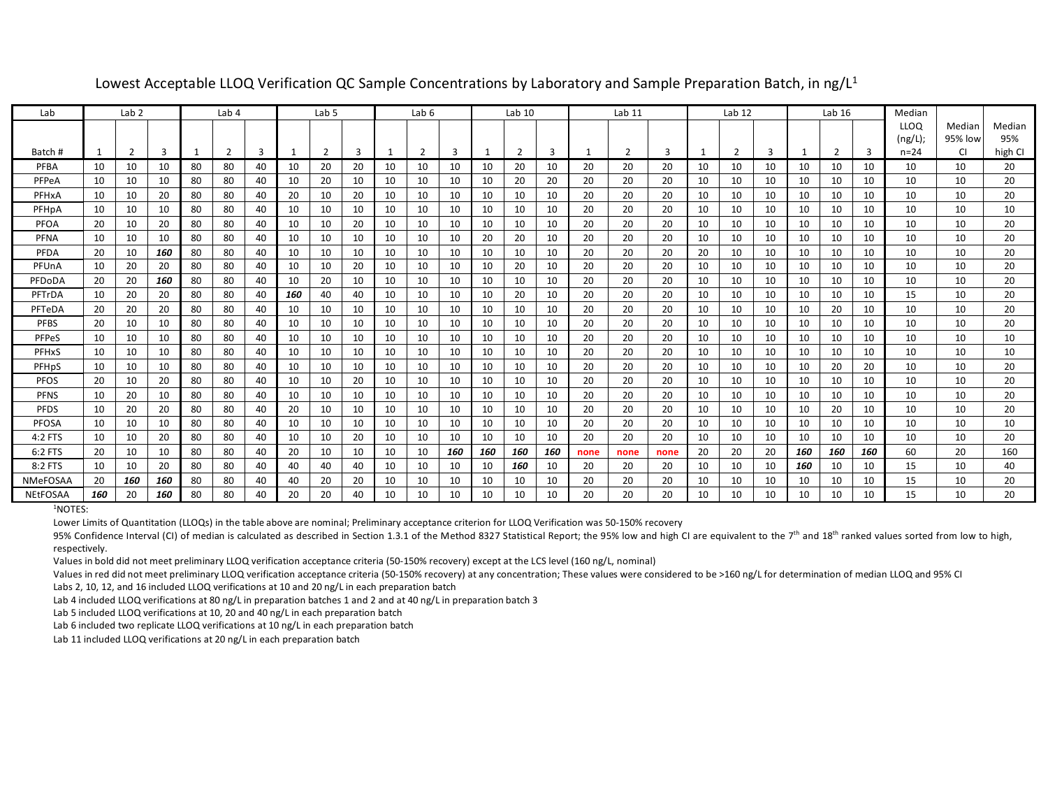# Lowest Acceptable LLOQ Verification QC Sample Concentrations by Laboratory and Sample Preparation Batch, in ng/L[1]

| Lab | Lab 2 | | | Lab 4 | | | Lab 5 | | | Lab 6 | | | Lab 10 | | | Lab 11 | | | Lab 12 | | | Lab 16 | | | Median LLOQ (ng/L); n=24 | Median 95% low CI | Median 95% high CI |
|---|---|---|---|---|---|---|---|---|---|---|---|---|---|---|---|---|---|---|---|---|---|---|---|---|---|---|---|
| Batch # | 1 | 2 | 3 | 1 | 2 | 3 | 1 | 2 | 3 | 1 | 2 | 3 | 1 | 2 | 3 | 1 | 2 | 3 | 1 | 2 | 3 | 1 | 2 | 3 | | | |
| PFBA | 10 | 10 | 10 | 80 | 80 | 40 | 10 | 20 | 20 | 10 | 10 | 10 | 10 | 20 | 10 | 20 | 20 | 20 | 10 | 10 | 10 | 10 | 10 | 10 | 10 | 10 | 20 |
| PFPeA | 10 | 10 | 10 | 80 | 80 | 40 | 10 | 20 | 10 | 10 | 10 | 10 | 10 | 20 | 20 | 20 | 20 | 20 | 10 | 10 | 10 | 10 | 10 | 10 | 10 | 10 | 20 |
| PFHxA | 10 | 10 | 20 | 80 | 80 | 40 | 20 | 10 | 20 | 10 | 10 | 10 | 10 | 10 | 10 | 20 | 20 | 20 | 10 | 10 | 10 | 10 | 10 | 10 | 10 | 10 | 20 |
| PFHpA | 10 | 10 | 10 | 80 | 80 | 40 | 10 | 10 | 10 | 10 | 10 | 10 | 10 | 10 | 10 | 20 | 20 | 20 | 10 | 10 | 10 | 10 | 10 | 10 | 10 | 10 | 10 |
| PFOA | 20 | 10 | 20 | 80 | 80 | 40 | 10 | 10 | 20 | 10 | 10 | 10 | 10 | 10 | 10 | 20 | 20 | 20 | 10 | 10 | 10 | 10 | 10 | 10 | 10 | 10 | 20 |
| PFNA | 10 | 10 | 10 | 80 | 80 | 40 | 10 | 10 | 10 | 10 | 10 | 10 | 20 | 20 | 10 | 20 | 20 | 20 | 10 | 10 | 10 | 10 | 10 | 10 | 10 | 10 | 20 |
| PFDA | 20 | 10 | ***160*** | 80 | 80 | 40 | 10 | 10 | 10 | 10 | 10 | 10 | 10 | 10 | 10 | 20 | 20 | 20 | 20 | 10 | 10 | 10 | 10 | 10 | 10 | 10 | 20 |
| PFUnA | 10 | 20 | 20 | 80 | 80 | 40 | 10 | 10 | 20 | 10 | 10 | 10 | 10 | 20 | 10 | 20 | 20 | 20 | 10 | 10 | 10 | 10 | 10 | 10 | 10 | 10 | 20 |
| PFDoDA | 20 | 20 | ***160*** | 80 | 80 | 40 | 10 | 20 | 10 | 10 | 10 | 10 | 10 | 10 | 10 | 20 | 20 | 20 | 10 | 10 | 10 | 10 | 10 | 10 | 10 | 10 | 20 |
| PFTrDA | 10 | 20 | 20 | 80 | 80 | 40 | ***160*** | 40 | 40 | 10 | 10 | 10 | 10 | 20 | 10 | 20 | 20 | 20 | 10 | 10 | 10 | 10 | 10 | 10 | 15 | 10 | 20 |
| PFTeDA | 20 | 20 | 20 | 80 | 80 | 40 | 10 | 10 | 10 | 10 | 10 | 10 | 10 | 10 | 10 | 20 | 20 | 20 | 10 | 10 | 10 | 10 | 20 | 10 | 10 | 10 | 20 |
| PFBS | 20 | 10 | 10 | 80 | 80 | 40 | 10 | 10 | 10 | 10 | 10 | 10 | 10 | 10 | 10 | 20 | 20 | 20 | 10 | 10 | 10 | 10 | 10 | 10 | 10 | 10 | 20 |
| PFPeS | 10 | 10 | 10 | 80 | 80 | 40 | 10 | 10 | 10 | 10 | 10 | 10 | 10 | 10 | 10 | 20 | 20 | 20 | 10 | 10 | 10 | 10 | 10 | 10 | 10 | 10 | 10 |
| PFHxS | 10 | 10 | 10 | 80 | 80 | 40 | 10 | 10 | 10 | 10 | 10 | 10 | 10 | 10 | 10 | 20 | 20 | 20 | 10 | 10 | 10 | 10 | 10 | 10 | 10 | 10 | 10 |
| PFHpS | 10 | 10 | 10 | 80 | 80 | 40 | 10 | 10 | 10 | 10 | 10 | 10 | 10 | 10 | 10 | 20 | 20 | 20 | 10 | 10 | 10 | 10 | 20 | 20 | 10 | 10 | 20 |
| PFOS | 20 | 10 | 20 | 80 | 80 | 40 | 10 | 10 | 20 | 10 | 10 | 10 | 10 | 10 | 10 | 20 | 20 | 20 | 10 | 10 | 10 | 10 | 10 | 10 | 10 | 10 | 20 |
| PFNS | 10 | 20 | 10 | 80 | 80 | 40 | 10 | 10 | 10 | 10 | 10 | 10 | 10 | 10 | 10 | 20 | 20 | 20 | 10 | 10 | 10 | 10 | 10 | 10 | 10 | 10 | 20 |
| PFDS | 10 | 20 | 20 | 80 | 80 | 40 | 20 | 10 | 10 | 10 | 10 | 10 | 10 | 10 | 10 | 20 | 20 | 20 | 10 | 10 | 10 | 10 | 20 | 10 | 10 | 10 | 20 |
| PFOSA | 10 | 10 | 10 | 80 | 80 | 40 | 10 | 10 | 10 | 10 | 10 | 10 | 10 | 10 | 10 | 20 | 20 | 20 | 10 | 10 | 10 | 10 | 10 | 10 | 10 | 10 | 10 |
| 4:2 FTS | 10 | 10 | 20 | 80 | 80 | 40 | 10 | 10 | 20 | 10 | 10 | 10 | 10 | 10 | 10 | 20 | 20 | 20 | 10 | 10 | 10 | 10 | 10 | 10 | 10 | 10 | 20 |
| 6:2 FTS | 20 | 10 | 10 | 80 | 80 | 40 | 20 | 10 | 10 | 10 | 10 | ***160*** | ***160*** | ***160*** | ***160*** | **none** | **none** | **none** | 20 | 20 | 20 | ***160*** | ***160*** | ***160*** | 60 | 20 | 160 |
| 8:2 FTS | 10 | 10 | 20 | 80 | 80 | 40 | 40 | 40 | 40 | 10 | 10 | 10 | 10 | ***160*** | 10 | 20 | 20 | 20 | 10 | 10 | 10 | ***160*** | 10 | 10 | 15 | 10 | 40 |
| NMeFOSAA | 20 | ***160*** | ***160*** | 80 | 80 | 40 | 40 | 20 | 20 | 10 | 10 | 10 | 10 | 10 | 10 | 20 | 20 | 20 | 10 | 10 | 10 | 10 | 10 | 10 | 15 | 10 | 20 |
| NEtFOSAA | ***160*** | 20 | ***160*** | 80 | 80 | 40 | 20 | 20 | 40 | 10 | 10 | 10 | 10 | 10 | 10 | 20 | 20 | 20 | 10 | 10 | 10 | 10 | 10 | 10 | 15 | 10 | 20 |

[1]NOTES:

Lower Limits of Quantitation (LLOQs) in the table above are nominal; Preliminary acceptance criterion for LLOQ Verification was 50-150% recovery

95% Confidence Interval (CI) of median is calculated as described in Section 1.3.1 of the Method 8327 Statistical Report; the 95% low and high CI are equivalent to the 7th and 18th ranked values sorted from low to high, respectively.

Values in bold did not meet preliminary LLOQ verification acceptance criteria (50-150% recovery) except at the LCS level (160 ng/L, nominal)

Values in red did not meet preliminary LLOQ verification acceptance criteria (50-150% recovery) at any concentration; These values were considered to be >160 ng/L for determination of median LLOQ and 95% CI

Labs 2, 10, 12, and 16 included LLOQ verifications at 10 and 20 ng/L in each preparation batch

Lab 4 included LLOQ verifications at 80 ng/L in preparation batches 1 and 2 and at 40 ng/L in preparation batch 3

Lab 5 included LLOQ verifications at 10, 20 and 40 ng/L in each preparation batch

Lab 6 included two replicate LLOQ verifications at 10 ng/L in each preparation batch

Lab 11 included LLOQ verifications at 20 ng/L in each preparation batch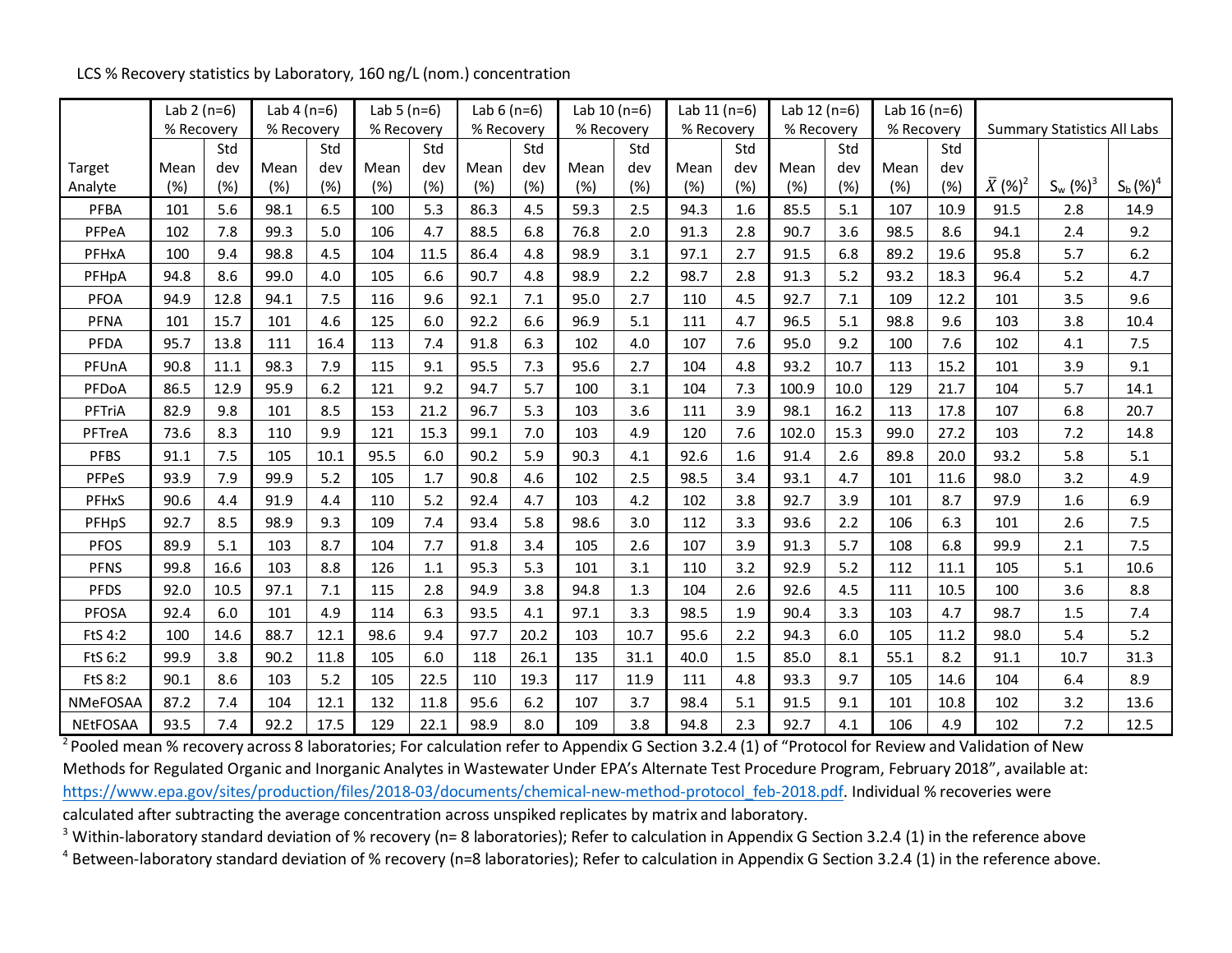LCS % Recovery statistics by Laboratory, 160 ng/L (nom.) concentration

| Target Analyte | Lab 2 (n=6) % Recovery | | Lab 4 (n=6) % Recovery | | Lab 5 (n=6) % Recovery | | Lab 6 (n=6) % Recovery | | Lab 10 (n=6) % Recovery | | Lab 11 (n=6) % Recovery | | Lab 12 (n=6) % Recovery | | Lab 16 (n=6) % Recovery | | Summary Statistics All Labs | | |
|---|---|---|---|---|---|---|---|---|---|---|---|---|---|---|---|---|---|---|---|
| | Mean (%) | Std dev (%) | Mean (%) | Std dev (%) | Mean (%) | Std dev (%) | Mean (%) | Std dev (%) | Mean (%) | Std dev (%) | Mean (%) | Std dev (%) | Mean (%) | Std dev (%) | Mean (%) | Std dev (%) | $\bar{X}$ (%)[2] | $S_w$ (%)[3] | $S_b$ (%)[4] |
| PFBA | 101 | 5.6 | 98.1 | 6.5 | 100 | 5.3 | 86.3 | 4.5 | 59.3 | 2.5 | 94.3 | 1.6 | 85.5 | 5.1 | 107 | 10.9 | 91.5 | 2.8 | 14.9 |
| PFPeA | 102 | 7.8 | 99.3 | 5.0 | 106 | 4.7 | 88.5 | 6.8 | 76.8 | 2.0 | 91.3 | 2.8 | 90.7 | 3.6 | 98.5 | 8.6 | 94.1 | 2.4 | 9.2 |
| PFHxA | 100 | 9.4 | 98.8 | 4.5 | 104 | 11.5 | 86.4 | 4.8 | 98.9 | 3.1 | 97.1 | 2.7 | 91.5 | 6.8 | 89.2 | 19.6 | 95.8 | 5.7 | 6.2 |
| PFHpA | 94.8 | 8.6 | 99.0 | 4.0 | 105 | 6.6 | 90.7 | 4.8 | 98.9 | 2.2 | 98.7 | 2.8 | 91.3 | 5.2 | 93.2 | 18.3 | 96.4 | 5.2 | 4.7 |
| PFOA | 94.9 | 12.8 | 94.1 | 7.5 | 116 | 9.6 | 92.1 | 7.1 | 95.0 | 2.7 | 110 | 4.5 | 92.7 | 7.1 | 109 | 12.2 | 101 | 3.5 | 9.6 |
| PFNA | 101 | 15.7 | 101 | 4.6 | 125 | 6.0 | 92.2 | 6.6 | 96.9 | 5.1 | 111 | 4.7 | 96.5 | 5.1 | 98.8 | 9.6 | 103 | 3.8 | 10.4 |
| PFDA | 95.7 | 13.8 | 111 | 16.4 | 113 | 7.4 | 91.8 | 6.3 | 102 | 4.0 | 107 | 7.6 | 95.0 | 9.2 | 100 | 7.6 | 102 | 4.1 | 7.5 |
| PFUnA | 90.8 | 11.1 | 98.3 | 7.9 | 115 | 9.1 | 95.5 | 7.3 | 95.6 | 2.7 | 104 | 4.8 | 93.2 | 10.7 | 113 | 15.2 | 101 | 3.9 | 9.1 |
| PFDoA | 86.5 | 12.9 | 95.9 | 6.2 | 121 | 9.2 | 94.7 | 5.7 | 100 | 3.1 | 104 | 7.3 | 100.9 | 10.0 | 129 | 21.7 | 104 | 5.7 | 14.1 |
| PFTriA | 82.9 | 9.8 | 101 | 8.5 | 153 | 21.2 | 96.7 | 5.3 | 103 | 3.6 | 111 | 3.9 | 98.1 | 16.2 | 113 | 17.8 | 107 | 6.8 | 20.7 |
| PFTreA | 73.6 | 8.3 | 110 | 9.9 | 121 | 15.3 | 99.1 | 7.0 | 103 | 4.9 | 120 | 7.6 | 102.0 | 15.3 | 99.0 | 27.2 | 103 | 7.2 | 14.8 |
| PFBS | 91.1 | 7.5 | 105 | 10.1 | 95.5 | 6.0 | 90.2 | 5.9 | 90.3 | 4.1 | 92.6 | 1.6 | 91.4 | 2.6 | 89.8 | 20.0 | 93.2 | 5.8 | 5.1 |
| PFPeS | 93.9 | 7.9 | 99.9 | 5.2 | 105 | 1.7 | 90.8 | 4.6 | 102 | 2.5 | 98.5 | 3.4 | 93.1 | 4.7 | 101 | 11.6 | 98.0 | 3.2 | 4.9 |
| PFHxS | 90.6 | 4.4 | 91.9 | 4.4 | 110 | 5.2 | 92.4 | 4.7 | 103 | 4.2 | 102 | 3.8 | 92.7 | 3.9 | 101 | 8.7 | 97.9 | 1.6 | 6.9 |
| PFHpS | 92.7 | 8.5 | 98.9 | 9.3 | 109 | 7.4 | 93.4 | 5.8 | 98.6 | 3.0 | 112 | 3.3 | 93.6 | 2.2 | 106 | 6.3 | 101 | 2.6 | 7.5 |
| PFOS | 89.9 | 5.1 | 103 | 8.7 | 104 | 7.7 | 91.8 | 3.4 | 105 | 2.6 | 107 | 3.9 | 91.3 | 5.7 | 108 | 6.8 | 99.9 | 2.1 | 7.5 |
| PFNS | 99.8 | 16.6 | 103 | 8.8 | 126 | 1.1 | 95.3 | 5.3 | 101 | 3.1 | 110 | 3.2 | 92.9 | 5.2 | 112 | 11.1 | 105 | 5.1 | 10.6 |
| PFDS | 92.0 | 10.5 | 97.1 | 7.1 | 115 | 2.8 | 94.9 | 3.8 | 94.8 | 1.3 | 104 | 2.6 | 92.6 | 4.5 | 111 | 10.5 | 100 | 3.6 | 8.8 |
| PFOSA | 92.4 | 6.0 | 101 | 4.9 | 114 | 6.3 | 93.5 | 4.1 | 97.1 | 3.3 | 98.5 | 1.9 | 90.4 | 3.3 | 103 | 4.7 | 98.7 | 1.5 | 7.4 |
| FtS 4:2 | 100 | 14.6 | 88.7 | 12.1 | 98.6 | 9.4 | 97.7 | 20.2 | 103 | 10.7 | 95.6 | 2.2 | 94.3 | 6.0 | 105 | 11.2 | 98.0 | 5.4 | 5.2 |
| FtS 6:2 | 99.9 | 3.8 | 90.2 | 11.8 | 105 | 6.0 | 118 | 26.1 | 135 | 31.1 | 40.0 | 1.5 | 85.0 | 8.1 | 55.1 | 8.2 | 91.1 | 10.7 | 31.3 |
| FtS 8:2 | 90.1 | 8.6 | 103 | 5.2 | 105 | 22.5 | 110 | 19.3 | 117 | 11.9 | 111 | 4.8 | 93.3 | 9.7 | 105 | 14.6 | 104 | 6.4 | 8.9 |
| NMeFOSAA | 87.2 | 7.4 | 104 | 12.1 | 132 | 11.8 | 95.6 | 6.2 | 107 | 3.7 | 98.4 | 5.1 | 91.5 | 9.1 | 101 | 10.8 | 102 | 3.2 | 13.6 |
| NEtFOSAA | 93.5 | 7.4 | 92.2 | 17.5 | 129 | 22.1 | 98.9 | 8.0 | 109 | 3.8 | 94.8 | 2.3 | 92.7 | 4.1 | 106 | 4.9 | 102 | 7.2 | 12.5 |

[2] Pooled mean % recovery across 8 laboratories; For calculation refer to Appendix G Section 3.2.4 (1) of "Protocol for Review and Validation of New Methods for Regulated Organic and Inorganic Analytes in Wastewater Under EPA's Alternate Test Procedure Program, February 2018", available at: https://www.epa.gov/sites/production/files/2018-03/documents/chemical-new-method-protocol_feb-2018.pdf. Individual % recoveries were calculated after subtracting the average concentration across unspiked replicates by matrix and laboratory.

[3] Within-laboratory standard deviation of % recovery (n= 8 laboratories); Refer to calculation in Appendix G Section 3.2.4 (1) in the reference above

[4] Between-laboratory standard deviation of % recovery (n=8 laboratories); Refer to calculation in Appendix G Section 3.2.4 (1) in the reference above.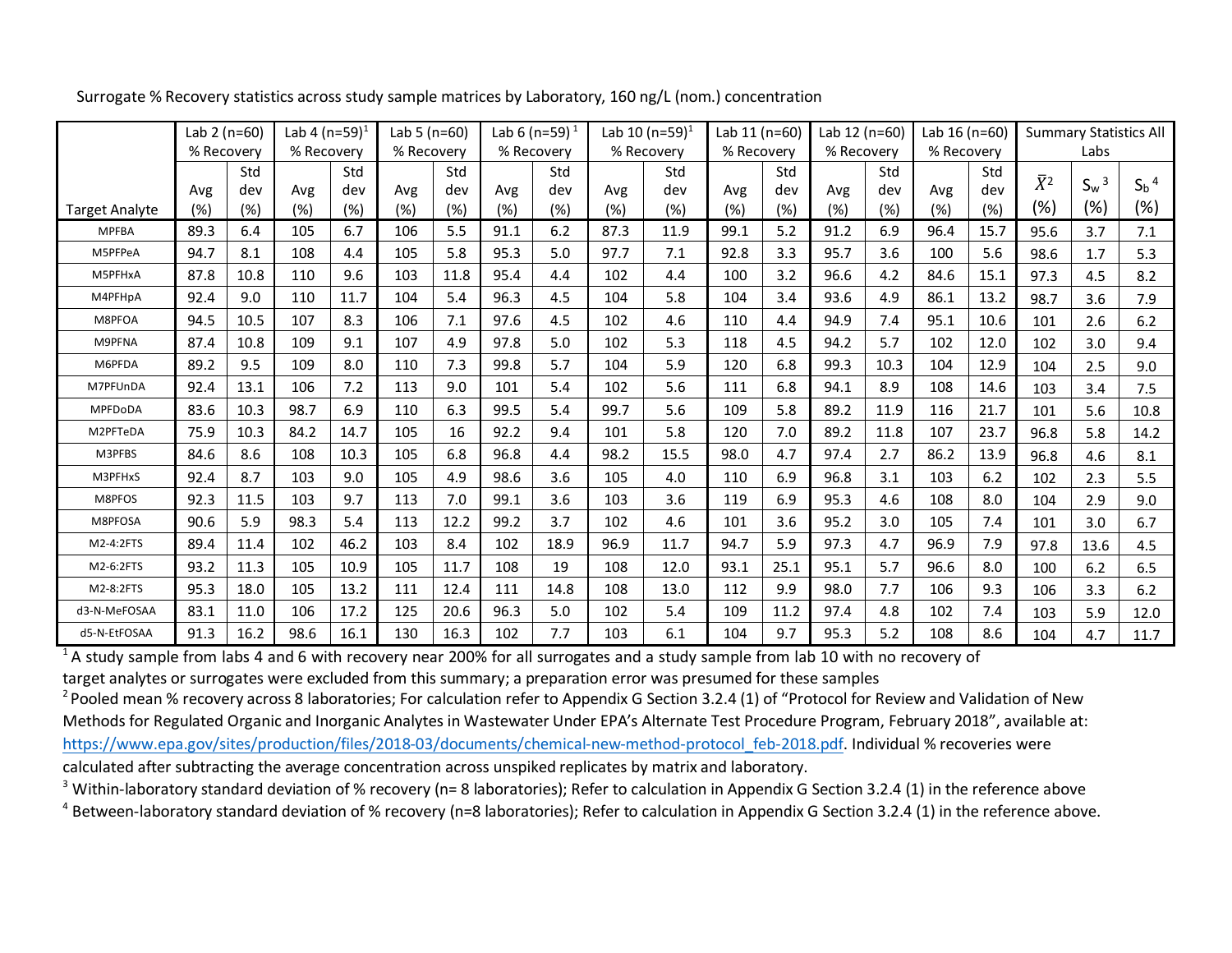Surrogate % Recovery statistics across study sample matrices by Laboratory, 160 ng/L (nom.) concentration

| Target Analyte | Lab 2 (n=60) % Recovery | | Lab 4 (n=59)[1] % Recovery | | Lab 5 (n=60) % Recovery | | Lab 6 (n=59)[1] % Recovery | | Lab 10 (n=59)[1] % Recovery | | Lab 11 (n=60) % Recovery | | Lab 12 (n=60) % Recovery | | Lab 16 (n=60) % Recovery | | Summary Statistics All Labs | | |
|---|---|---|---|---|---|---|---|---|---|---|---|---|---|---|---|---|---|---|---|
| | Avg (%) | Std dev (%) | Avg (%) | Std dev (%) | Avg (%) | Std dev (%) | Avg (%) | Std dev (%) | Avg (%) | Std dev (%) | Avg (%) | Std dev (%) | Avg (%) | Std dev (%) | Avg (%) | Std dev (%) | $\bar{X}$[2] (%) | $S_w$[3] (%) | $S_b$[4] (%) |
| MPFBA | 89.3 | 6.4 | 105 | 6.7 | 106 | 5.5 | 91.1 | 6.2 | 87.3 | 11.9 | 99.1 | 5.2 | 91.2 | 6.9 | 96.4 | 15.7 | 95.6 | 3.7 | 7.1 |
| M5PFPeA | 94.7 | 8.1 | 108 | 4.4 | 105 | 5.8 | 95.3 | 5.0 | 97.7 | 7.1 | 92.8 | 3.3 | 95.7 | 3.6 | 100 | 5.6 | 98.6 | 1.7 | 5.3 |
| M5PFHxA | 87.8 | 10.8 | 110 | 9.6 | 103 | 11.8 | 95.4 | 4.4 | 102 | 4.4 | 100 | 3.2 | 96.6 | 4.2 | 84.6 | 15.1 | 97.3 | 4.5 | 8.2 |
| M4PFHpA | 92.4 | 9.0 | 110 | 11.7 | 104 | 5.4 | 96.3 | 4.5 | 104 | 5.8 | 104 | 3.4 | 93.6 | 4.9 | 86.1 | 13.2 | 98.7 | 3.6 | 7.9 |
| M8PFOA | 94.5 | 10.5 | 107 | 8.3 | 106 | 7.1 | 97.6 | 4.5 | 102 | 4.6 | 110 | 4.4 | 94.9 | 7.4 | 95.1 | 10.6 | 101 | 2.6 | 6.2 |
| M9PFNA | 87.4 | 10.8 | 109 | 9.1 | 107 | 4.9 | 97.8 | 5.0 | 102 | 5.3 | 118 | 4.5 | 94.2 | 5.7 | 102 | 12.0 | 102 | 3.0 | 9.4 |
| M6PFDA | 89.2 | 9.5 | 109 | 8.0 | 110 | 7.3 | 99.8 | 5.7 | 104 | 5.9 | 120 | 6.8 | 99.3 | 10.3 | 104 | 12.9 | 104 | 2.5 | 9.0 |
| M7PFUnDA | 92.4 | 13.1 | 106 | 7.2 | 113 | 9.0 | 101 | 5.4 | 102 | 5.6 | 111 | 6.8 | 94.1 | 8.9 | 108 | 14.6 | 103 | 3.4 | 7.5 |
| MPFDoDA | 83.6 | 10.3 | 98.7 | 6.9 | 110 | 6.3 | 99.5 | 5.4 | 99.7 | 5.6 | 109 | 5.8 | 89.2 | 11.9 | 116 | 21.7 | 101 | 5.6 | 10.8 |
| M2PFTeDA | 75.9 | 10.3 | 84.2 | 14.7 | 105 | 16 | 92.2 | 9.4 | 101 | 5.8 | 120 | 7.0 | 89.2 | 11.8 | 107 | 23.7 | 96.8 | 5.8 | 14.2 |
| M3PFBS | 84.6 | 8.6 | 108 | 10.3 | 105 | 6.8 | 96.8 | 4.4 | 98.2 | 15.5 | 98.0 | 4.7 | 97.4 | 2.7 | 86.2 | 13.9 | 96.8 | 4.6 | 8.1 |
| M3PFHxS | 92.4 | 8.7 | 103 | 9.0 | 105 | 4.9 | 98.6 | 3.6 | 105 | 4.0 | 110 | 6.9 | 96.8 | 3.1 | 103 | 6.2 | 102 | 2.3 | 5.5 |
| M8PFOS | 92.3 | 11.5 | 103 | 9.7 | 113 | 7.0 | 99.1 | 3.6 | 103 | 3.6 | 119 | 6.9 | 95.3 | 4.6 | 108 | 8.0 | 104 | 2.9 | 9.0 |
| M8PFOSA | 90.6 | 5.9 | 98.3 | 5.4 | 113 | 12.2 | 99.2 | 3.7 | 102 | 4.6 | 101 | 3.6 | 95.2 | 3.0 | 105 | 7.4 | 101 | 3.0 | 6.7 |
| M2-4:2FTS | 89.4 | 11.4 | 102 | 46.2 | 103 | 8.4 | 102 | 18.9 | 96.9 | 11.7 | 94.7 | 5.9 | 97.3 | 4.7 | 96.9 | 7.9 | 97.8 | 13.6 | 4.5 |
| M2-6:2FTS | 93.2 | 11.3 | 105 | 10.9 | 105 | 11.7 | 108 | 19 | 108 | 12.0 | 93.1 | 25.1 | 95.1 | 5.7 | 96.6 | 8.0 | 100 | 6.2 | 6.5 |
| M2-8:2FTS | 95.3 | 18.0 | 105 | 13.2 | 111 | 12.4 | 111 | 14.8 | 108 | 13.0 | 112 | 9.9 | 98.0 | 7.7 | 106 | 9.3 | 106 | 3.3 | 6.2 |
| d3-N-MeFOSAA | 83.1 | 11.0 | 106 | 17.2 | 125 | 20.6 | 96.3 | 5.0 | 102 | 5.4 | 109 | 11.2 | 97.4 | 4.8 | 102 | 7.4 | 103 | 5.9 | 12.0 |
| d5-N-EtFOSAA | 91.3 | 16.2 | 98.6 | 16.1 | 130 | 16.3 | 102 | 7.7 | 103 | 6.1 | 104 | 9.7 | 95.3 | 5.2 | 108 | 8.6 | 104 | 4.7 | 11.7 |

[1] A study sample from labs 4 and 6 with recovery near 200% for all surrogates and a study sample from lab 10 with no recovery of target analytes or surrogates were excluded from this summary; a preparation error was presumed for these samples

[2] Pooled mean % recovery across 8 laboratories; For calculation refer to Appendix G Section 3.2.4 (1) of "Protocol for Review and Validation of New Methods for Regulated Organic and Inorganic Analytes in Wastewater Under EPA's Alternate Test Procedure Program, February 2018", available at: https://www.epa.gov/sites/production/files/2018-03/documents/chemical-new-method-protocol_feb-2018.pdf. Individual % recoveries were calculated after subtracting the average concentration across unspiked replicates by matrix and laboratory.

[3] Within-laboratory standard deviation of % recovery (n= 8 laboratories); Refer to calculation in Appendix G Section 3.2.4 (1) in the reference above

[4] Between-laboratory standard deviation of % recovery (n=8 laboratories); Refer to calculation in Appendix G Section 3.2.4 (1) in the reference above.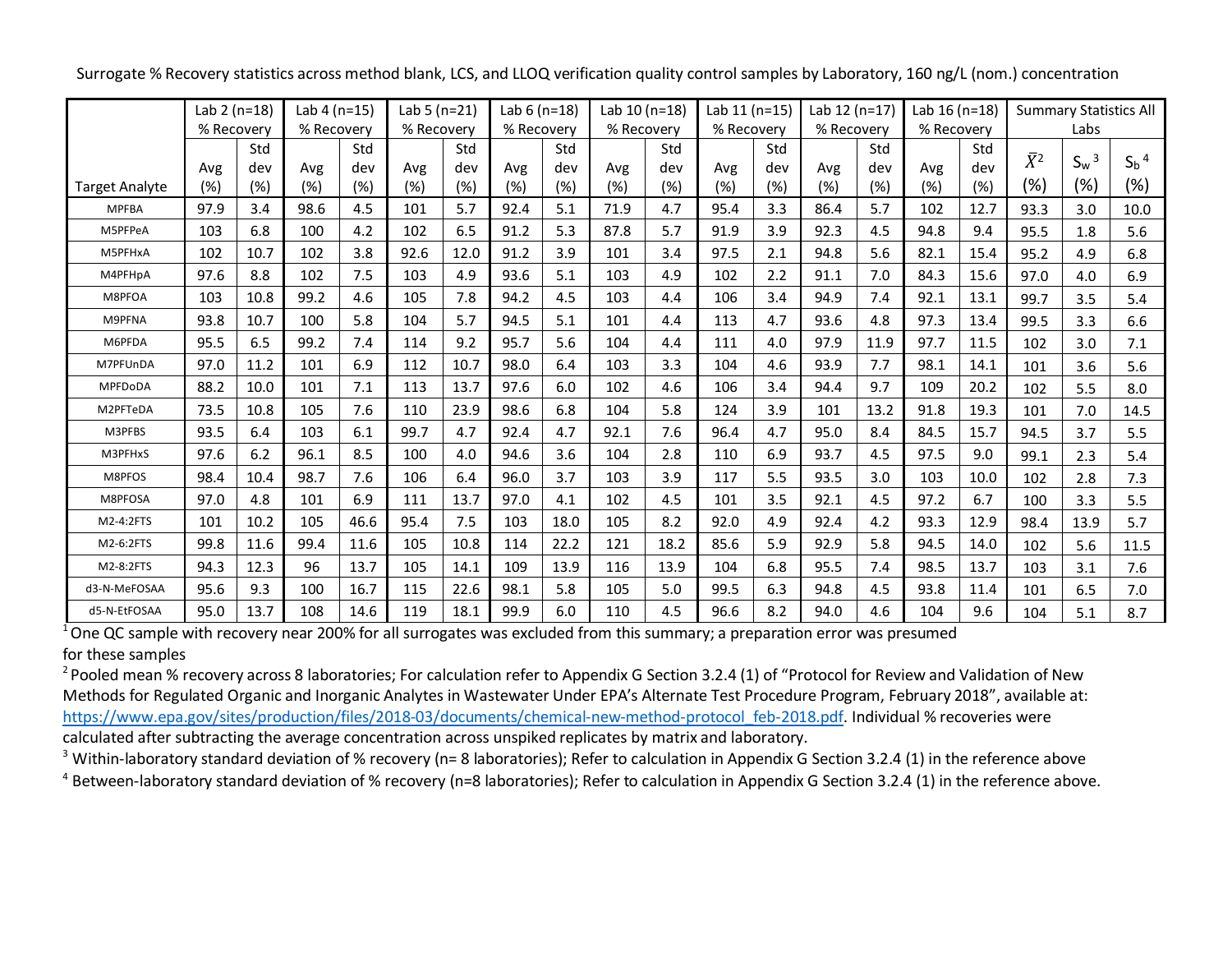Surrogate % Recovery statistics across method blank, LCS, and LLOQ verification quality control samples by Laboratory, 160 ng/L (nom.) concentration

| Target Analyte | Lab 2 (n=18) % Recovery | | Lab 4 (n=15) % Recovery | | Lab 5 (n=21) % Recovery | | Lab 6 (n=18) % Recovery | | Lab 10 (n=18) % Recovery | | Lab 11 (n=15) % Recovery | | Lab 12 (n=17) % Recovery | | Lab 16 (n=18) % Recovery | | Summary Statistics All Labs | | |
|---|---|---|---|---|---|---|---|---|---|---|---|---|---|---|---|---|---|---|---|
| | Avg (%) | Std dev (%) | Avg (%) | Std dev (%) | Avg (%) | Std dev (%) | Avg (%) | Std dev (%) | Avg (%) | Std dev (%) | Avg (%) | Std dev (%) | Avg (%) | Std dev (%) | Avg (%) | Std dev (%) | $\bar{X}$ [2] (%) | $S_w$ [3] (%) | $S_b$ [4] (%) |
| MPFBA | 97.9 | 3.4 | 98.6 | 4.5 | 101 | 5.7 | 92.4 | 5.1 | 71.9 | 4.7 | 95.4 | 3.3 | 86.4 | 5.7 | 102 | 12.7 | 93.3 | 3.0 | 10.0 |
| M5PFPeA | 103 | 6.8 | 100 | 4.2 | 102 | 6.5 | 91.2 | 5.3 | 87.8 | 5.7 | 91.9 | 3.9 | 92.3 | 4.5 | 94.8 | 9.4 | 95.5 | 1.8 | 5.6 |
| M5PFHxA | 102 | 10.7 | 102 | 3.8 | 92.6 | 12.0 | 91.2 | 3.9 | 101 | 3.4 | 97.5 | 2.1 | 94.8 | 5.6 | 82.1 | 15.4 | 95.2 | 4.9 | 6.8 |
| M4PFHpA | 97.6 | 8.8 | 102 | 7.5 | 103 | 4.9 | 93.6 | 5.1 | 103 | 4.9 | 102 | 2.2 | 91.1 | 7.0 | 84.3 | 15.6 | 97.0 | 4.0 | 6.9 |
| M8PFOA | 103 | 10.8 | 99.2 | 4.6 | 105 | 7.8 | 94.2 | 4.5 | 103 | 4.4 | 106 | 3.4 | 94.9 | 7.4 | 92.1 | 13.1 | 99.7 | 3.5 | 5.4 |
| M9PFNA | 93.8 | 10.7 | 100 | 5.8 | 104 | 5.7 | 94.5 | 5.1 | 101 | 4.4 | 113 | 4.7 | 93.6 | 4.8 | 97.3 | 13.4 | 99.5 | 3.3 | 6.6 |
| M6PFDA | 95.5 | 6.5 | 99.2 | 7.4 | 114 | 9.2 | 95.7 | 5.6 | 104 | 4.4 | 111 | 4.0 | 97.9 | 11.9 | 97.7 | 11.5 | 102 | 3.0 | 7.1 |
| M7PFUnDA | 97.0 | 11.2 | 101 | 6.9 | 112 | 10.7 | 98.0 | 6.4 | 103 | 3.3 | 104 | 4.6 | 93.9 | 7.7 | 98.1 | 14.1 | 101 | 3.6 | 5.6 |
| MPFDoDA | 88.2 | 10.0 | 101 | 7.1 | 113 | 13.7 | 97.6 | 6.0 | 102 | 4.6 | 106 | 3.4 | 94.4 | 9.7 | 109 | 20.2 | 102 | 5.5 | 8.0 |
| M2PFTeDA | 73.5 | 10.8 | 105 | 7.6 | 110 | 23.9 | 98.6 | 6.8 | 104 | 5.8 | 124 | 3.9 | 101 | 13.2 | 91.8 | 19.3 | 101 | 7.0 | 14.5 |
| M3PFBS | 93.5 | 6.4 | 103 | 6.1 | 99.7 | 4.7 | 92.4 | 4.7 | 92.1 | 7.6 | 96.4 | 4.7 | 95.0 | 8.4 | 84.5 | 15.7 | 94.5 | 3.7 | 5.5 |
| M3PFHxS | 97.6 | 6.2 | 96.1 | 8.5 | 100 | 4.0 | 94.6 | 3.6 | 104 | 2.8 | 110 | 6.9 | 93.7 | 4.5 | 97.5 | 9.0 | 99.1 | 2.3 | 5.4 |
| M8PFOS | 98.4 | 10.4 | 98.7 | 7.6 | 106 | 6.4 | 96.0 | 3.7 | 103 | 3.9 | 117 | 5.5 | 93.5 | 3.0 | 103 | 10.0 | 102 | 2.8 | 7.3 |
| M8PFOSA | 97.0 | 4.8 | 101 | 6.9 | 111 | 13.7 | 97.0 | 4.1 | 102 | 4.5 | 101 | 3.5 | 92.1 | 4.5 | 97.2 | 6.7 | 100 | 3.3 | 5.5 |
| M2-4:2FTS | 101 | 10.2 | 105 | 46.6 | 95.4 | 7.5 | 103 | 18.0 | 105 | 8.2 | 92.0 | 4.9 | 92.4 | 4.2 | 93.3 | 12.9 | 98.4 | 13.9 | 5.7 |
| M2-6:2FTS | 99.8 | 11.6 | 99.4 | 11.6 | 105 | 10.8 | 114 | 22.2 | 121 | 18.2 | 85.6 | 5.9 | 92.9 | 5.8 | 94.5 | 14.0 | 102 | 5.6 | 11.5 |
| M2-8:2FTS | 94.3 | 12.3 | 96 | 13.7 | 105 | 14.1 | 109 | 13.9 | 116 | 13.9 | 104 | 6.8 | 95.5 | 7.4 | 98.5 | 13.7 | 103 | 3.1 | 7.6 |
| d3-N-MeFOSAA | 95.6 | 9.3 | 100 | 16.7 | 115 | 22.6 | 98.1 | 5.8 | 105 | 5.0 | 99.5 | 6.3 | 94.8 | 4.5 | 93.8 | 11.4 | 101 | 6.5 | 7.0 |
| d5-N-EtFOSAA | 95.0 | 13.7 | 108 | 14.6 | 119 | 18.1 | 99.9 | 6.0 | 110 | 4.5 | 96.6 | 8.2 | 94.0 | 4.6 | 104 | 9.6 | 104 | 5.1 | 8.7 |

[1] One QC sample with recovery near 200% for all surrogates was excluded from this summary; a preparation error was presumed for these samples

[2] Pooled mean % recovery across 8 laboratories; For calculation refer to Appendix G Section 3.2.4 (1) of "Protocol for Review and Validation of New Methods for Regulated Organic and Inorganic Analytes in Wastewater Under EPA's Alternate Test Procedure Program, February 2018", available at: https://www.epa.gov/sites/production/files/2018-03/documents/chemical-new-method-protocol_feb-2018.pdf. Individual % recoveries were calculated after subtracting the average concentration across unspiked replicates by matrix and laboratory.

[3] Within-laboratory standard deviation of % recovery (n= 8 laboratories); Refer to calculation in Appendix G Section 3.2.4 (1) in the reference above

[4] Between-laboratory standard deviation of % recovery (n=8 laboratories); Refer to calculation in Appendix G Section 3.2.4 (1) in the reference above.